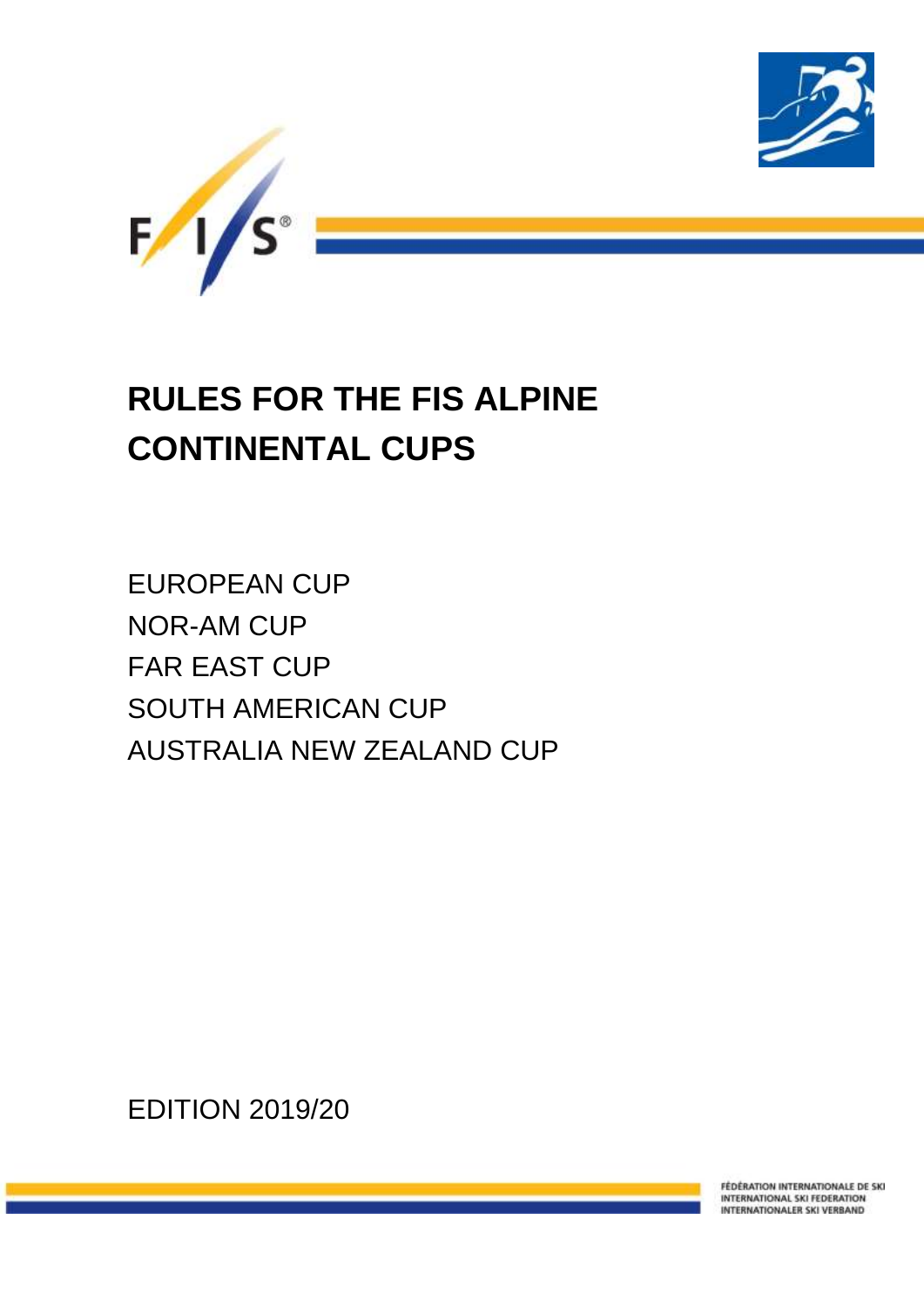# RULES FOR THE FIS ALPINE CONTINENTAL CUPS

EUROPEAN CUP
NOR-AM CUP
FAR EAST CUP
SOUTH AMERICAN CUP
AUSTRALIA NEW ZEALAND CUP

EDITION 2019/20

FÉDÉRATION INTERNATIONALE DE SKI
INTERNATIONAL SKI FEDERATION
INTERNATIONALER SKI VERBAND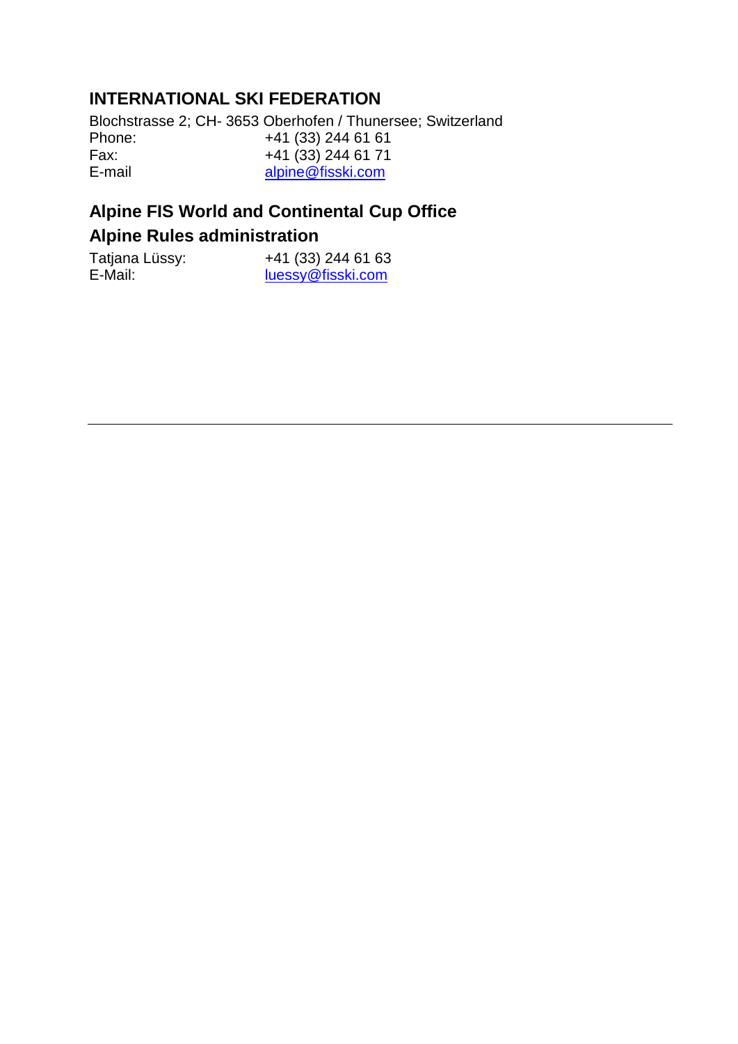## INTERNATIONAL SKI FEDERATION

Blochstrasse 2; CH- 3653 Oberhofen / Thunersee; Switzerland

| | |
|---|---|
| Phone: | +41 (33) 244 61 61 |
| Fax: | +41 (33) 244 61 71 |
| E-mail | alpine@fisski.com |

## Alpine FIS World and Continental Cup Office

## Alpine Rules administration

| | |
|---|---|
| Tatjana Lüssy: | +41 (33) 244 61 63 |
| E-Mail: | luessy@fisski.com |

---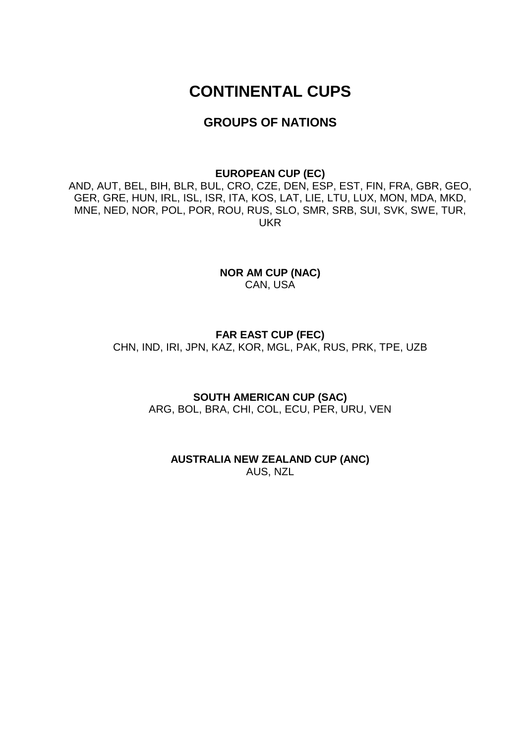# CONTINENTAL CUPS

## GROUPS OF NATIONS

**EUROPEAN CUP (EC)**

AND, AUT, BEL, BIH, BLR, BUL, CRO, CZE, DEN, ESP, EST, FIN, FRA, GBR, GEO, GER, GRE, HUN, IRL, ISL, ISR, ITA, KOS, LAT, LIE, LTU, LUX, MON, MDA, MKD, MNE, NED, NOR, POL, POR, ROU, RUS, SLO, SMR, SRB, SUI, SVK, SWE, TUR, UKR

**NOR AM CUP (NAC)**

CAN, USA

**FAR EAST CUP (FEC)**

CHN, IND, IRI, JPN, KAZ, KOR, MGL, PAK, RUS, PRK, TPE, UZB

**SOUTH AMERICAN CUP (SAC)**

ARG, BOL, BRA, CHI, COL, ECU, PER, URU, VEN

**AUSTRALIA NEW ZEALAND CUP (ANC)**

AUS, NZL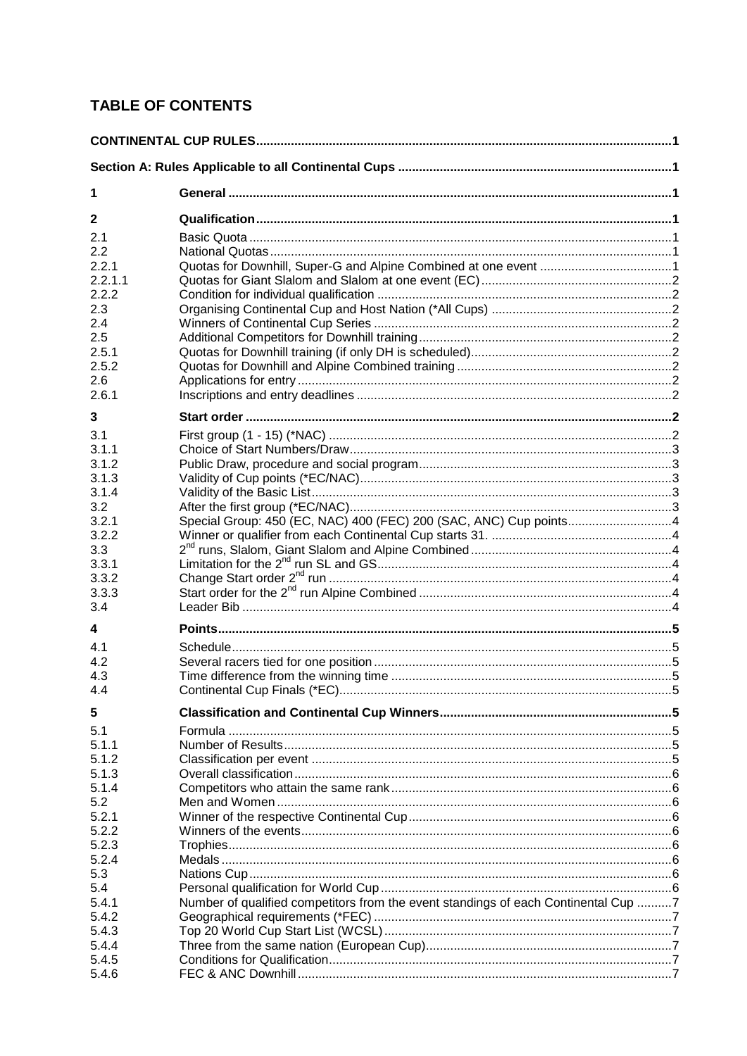## TABLE OF CONTENTS

| | | |
|---|---|---|
| **CONTINENTAL CUP RULES** | | **1** |
| **Section A: Rules Applicable to all Continental Cups** | | **1** |
| **1** | **General** | **1** |
| **2** | **Qualification** | **1** |
| 2.1 | Basic Quota | 1 |
| 2.2 | National Quotas | 1 |
| 2.2.1 | Quotas for Downhill, Super-G and Alpine Combined at one event | 1 |
| 2.2.1.1 | Quotas for Giant Slalom and Slalom at one event (EC) | 2 |
| 2.2.2 | Condition for individual qualification | 2 |
| 2.3 | Organising Continental Cup and Host Nation (*All Cups) | 2 |
| 2.4 | Winners of Continental Cup Series | 2 |
| 2.5 | Additional Competitors for Downhill training | 2 |
| 2.5.1 | Quotas for Downhill training (if only DH is scheduled) | 2 |
| 2.5.2 | Quotas for Downhill and Alpine Combined training | 2 |
| 2.6 | Applications for entry | 2 |
| 2.6.1 | Inscriptions and entry deadlines | 2 |
| **3** | **Start order** | **2** |
| 3.1 | First group (1 - 15) (*NAC) | 2 |
| 3.1.1 | Choice of Start Numbers/Draw | 3 |
| 3.1.2 | Public Draw, procedure and social program | 3 |
| 3.1.3 | Validity of Cup points (*EC/NAC) | 3 |
| 3.1.4 | Validity of the Basic List | 3 |
| 3.2 | After the first group (*EC/NAC) | 3 |
| 3.2.1 | Special Group: 450 (EC, NAC) 400 (FEC) 200 (SAC, ANC) Cup points | 4 |
| 3.2.2 | Winner or qualifier from each Continental Cup starts 31. | 4 |
| 3.3 | 2nd runs, Slalom, Giant Slalom and Alpine Combined | 4 |
| 3.3.1 | Limitation for the 2nd run SL and GS | 4 |
| 3.3.2 | Change Start order 2nd run | 4 |
| 3.3.3 | Start order for the 2nd run Alpine Combined | 4 |
| 3.4 | Leader Bib | 4 |
| **4** | **Points** | **5** |
| 4.1 | Schedule | 5 |
| 4.2 | Several racers tied for one position | 5 |
| 4.3 | Time difference from the winning time | 5 |
| 4.4 | Continental Cup Finals (*EC) | 5 |
| **5** | **Classification and Continental Cup Winners** | **5** |
| 5.1 | Formula | 5 |
| 5.1.1 | Number of Results | 5 |
| 5.1.2 | Classification per event | 5 |
| 5.1.3 | Overall classification | 6 |
| 5.1.4 | Competitors who attain the same rank | 6 |
| 5.2 | Men and Women | 6 |
| 5.2.1 | Winner of the respective Continental Cup | 6 |
| 5.2.2 | Winners of the events | 6 |
| 5.2.3 | Trophies | 6 |
| 5.2.4 | Medals | 6 |
| 5.3 | Nations Cup | 6 |
| 5.4 | Personal qualification for World Cup | 6 |
| 5.4.1 | Number of qualified competitors from the event standings of each Continental Cup | 7 |
| 5.4.2 | Geographical requirements (*FEC) | 7 |
| 5.4.3 | Top 20 World Cup Start List (WCSL) | 7 |
| 5.4.4 | Three from the same nation (European Cup) | 7 |
| 5.4.5 | Conditions for Qualification | 7 |
| 5.4.6 | FEC & ANC Downhill | 7 |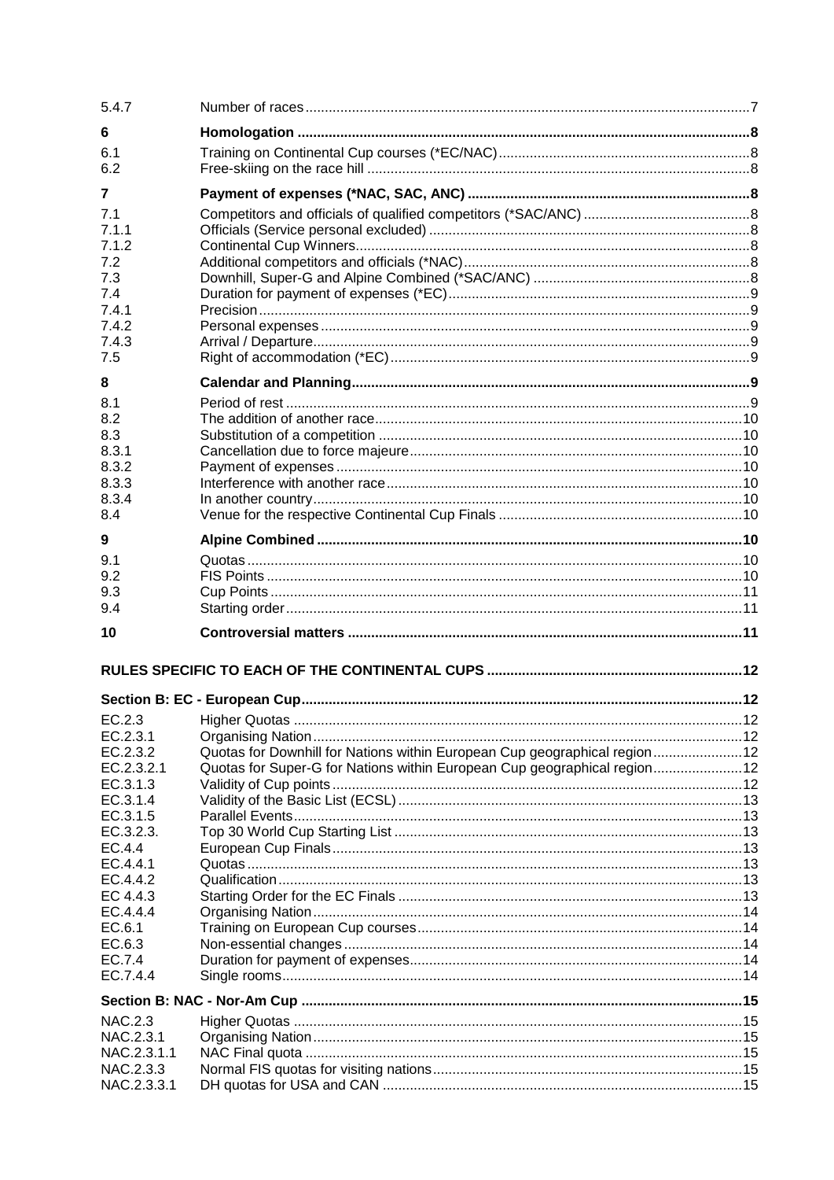| | | |
|---|---|---|
| 5.4.7 | Number of races | 7 |
| **6** | **Homologation** | **8** |
| 6.1 | Training on Continental Cup courses (*EC/NAC) | 8 |
| 6.2 | Free-skiing on the race hill | 8 |
| **7** | **Payment of expenses (*NAC, SAC, ANC)** | **8** |
| 7.1 | Competitors and officials of qualified competitors (*SAC/ANC) | 8 |
| 7.1.1 | Officials (Service personal excluded) | 8 |
| 7.1.2 | Continental Cup Winners | 8 |
| 7.2 | Additional competitors and officials (*NAC) | 8 |
| 7.3 | Downhill, Super-G and Alpine Combined (*SAC/ANC) | 8 |
| 7.4 | Duration for payment of expenses (*EC) | 9 |
| 7.4.1 | Precision | 9 |
| 7.4.2 | Personal expenses | 9 |
| 7.4.3 | Arrival / Departure | 9 |
| 7.5 | Right of accommodation (*EC) | 9 |
| **8** | **Calendar and Planning** | **9** |
| 8.1 | Period of rest | 9 |
| 8.2 | The addition of another race | 10 |
| 8.3 | Substitution of a competition | 10 |
| 8.3.1 | Cancellation due to force majeure | 10 |
| 8.3.2 | Payment of expenses | 10 |
| 8.3.3 | Interference with another race | 10 |
| 8.3.4 | In another country | 10 |
| 8.4 | Venue for the respective Continental Cup Finals | 10 |
| **9** | **Alpine Combined** | **10** |
| 9.1 | Quotas | 10 |
| 9.2 | FIS Points | 10 |
| 9.3 | Cup Points | 11 |
| 9.4 | Starting order | 11 |
| **10** | **Controversial matters** | **11** |
| **RULES SPECIFIC TO EACH OF THE CONTINENTAL CUPS** | | **12** |
| **Section B: EC - European Cup** | | **12** |
| EC.2.3 | Higher Quotas | 12 |
| EC.2.3.1 | Organising Nation | 12 |
| EC.2.3.2 | Quotas for Downhill for Nations within European Cup geographical region | 12 |
| EC.2.3.2.1 | Quotas for Super-G for Nations within European Cup geographical region | 12 |
| EC.3.1.3 | Validity of Cup points | 12 |
| EC.3.1.4 | Validity of the Basic List (ECSL) | 13 |
| EC.3.1.5 | Parallel Events | 13 |
| EC.3.2.3. | Top 30 World Cup Starting List | 13 |
| EC.4.4 | European Cup Finals | 13 |
| EC.4.4.1 | Quotas | 13 |
| EC.4.4.2 | Qualification | 13 |
| EC 4.4.3 | Starting Order for the EC Finals | 13 |
| EC.4.4.4 | Organising Nation | 14 |
| EC.6.1 | Training on European Cup courses | 14 |
| EC.6.3 | Non-essential changes | 14 |
| EC.7.4 | Duration for payment of expenses | 14 |
| EC.7.4.4 | Single rooms | 14 |
| **Section B: NAC - Nor-Am Cup** | | **15** |
| NAC.2.3 | Higher Quotas | 15 |
| NAC.2.3.1 | Organising Nation | 15 |
| NAC.2.3.1.1 | NAC Final quota | 15 |
| NAC.2.3.3 | Normal FIS quotas for visiting nations | 15 |
| NAC.2.3.3.1 | DH quotas for USA and CAN | 15 |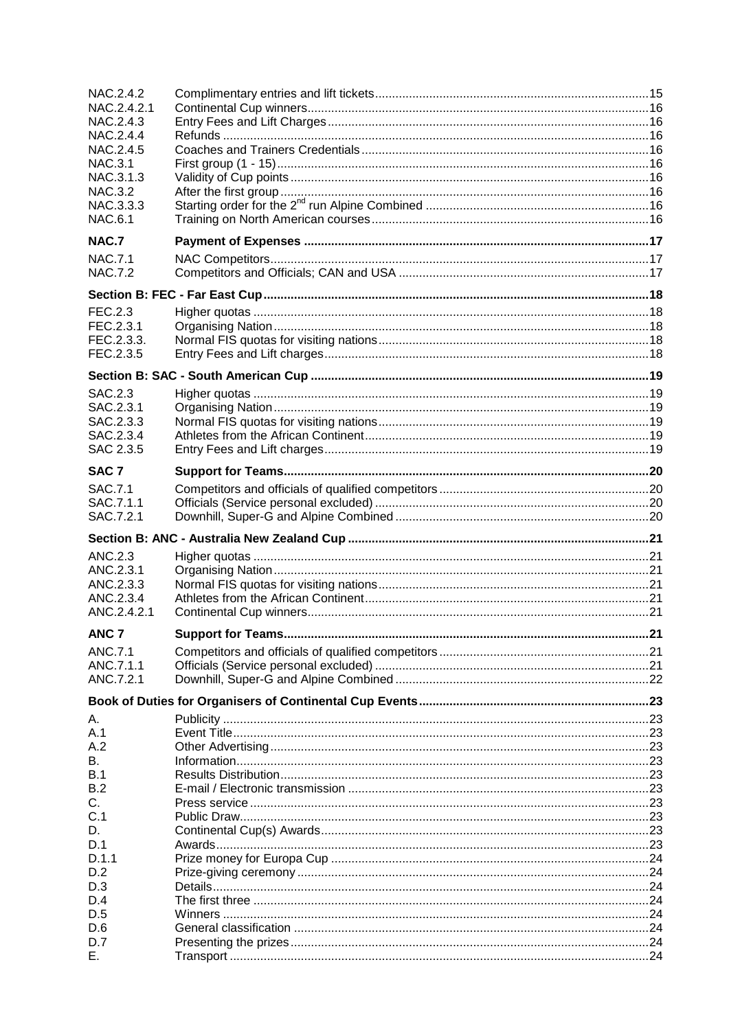| | | |
|---|---|---|
| NAC.2.4.2 | Complimentary entries and lift tickets | 15 |
| NAC.2.4.2.1 | Continental Cup winners | 16 |
| NAC.2.4.3 | Entry Fees and Lift Charges | 16 |
| NAC.2.4.4 | Refunds | 16 |
| NAC.2.4.5 | Coaches and Trainers Credentials | 16 |
| NAC.3.1 | First group (1 - 15) | 16 |
| NAC.3.1.3 | Validity of Cup points | 16 |
| NAC.3.2 | After the first group | 16 |
| NAC.3.3.3 | Starting order for the 2nd run Alpine Combined | 16 |
| NAC.6.1 | Training on North American courses | 16 |
| **NAC.7** | **Payment of Expenses** | **17** |
| NAC.7.1 | NAC Competitors | 17 |
| NAC.7.2 | Competitors and Officials; CAN and USA | 17 |
| **Section B: FEC - Far East Cup** | | **18** |
| FEC.2.3 | Higher quotas | 18 |
| FEC.2.3.1 | Organising Nation | 18 |
| FEC.2.3.3. | Normal FIS quotas for visiting nations | 18 |
| FEC.2.3.5 | Entry Fees and Lift charges | 18 |
| **Section B: SAC - South American Cup** | | **19** |
| SAC.2.3 | Higher quotas | 19 |
| SAC.2.3.1 | Organising Nation | 19 |
| SAC.2.3.3 | Normal FIS quotas for visiting nations | 19 |
| SAC.2.3.4 | Athletes from the African Continent | 19 |
| SAC 2.3.5 | Entry Fees and Lift charges | 19 |
| **SAC 7** | **Support for Teams** | **20** |
| SAC.7.1 | Competitors and officials of qualified competitors | 20 |
| SAC.7.1.1 | Officials (Service personal excluded) | 20 |
| SAC.7.2.1 | Downhill, Super-G and Alpine Combined | 20 |
| **Section B: ANC - Australia New Zealand Cup** | | **21** |
| ANC.2.3 | Higher quotas | 21 |
| ANC.2.3.1 | Organising Nation | 21 |
| ANC.2.3.3 | Normal FIS quotas for visiting nations | 21 |
| ANC.2.3.4 | Athletes from the African Continent | 21 |
| ANC.2.4.2.1 | Continental Cup winners | 21 |
| **ANC 7** | **Support for Teams** | **21** |
| ANC.7.1 | Competitors and officials of qualified competitors | 21 |
| ANC.7.1.1 | Officials (Service personal excluded) | 21 |
| ANC.7.2.1 | Downhill, Super-G and Alpine Combined | 22 |
| **Book of Duties for Organisers of Continental Cup Events** | | **23** |
| A. | Publicity | 23 |
| A.1 | Event Title | 23 |
| A.2 | Other Advertising | 23 |
| B. | Information | 23 |
| B.1 | Results Distribution | 23 |
| B.2 | E-mail / Electronic transmission | 23 |
| C. | Press service | 23 |
| C.1 | Public Draw | 23 |
| D. | Continental Cup(s) Awards | 23 |
| D.1 | Awards | 23 |
| D.1.1 | Prize money for Europa Cup | 24 |
| D.2 | Prize-giving ceremony | 24 |
| D.3 | Details | 24 |
| D.4 | The first three | 24 |
| D.5 | Winners | 24 |
| D.6 | General classification | 24 |
| D.7 | Presenting the prizes | 24 |
| E. | Transport | 24 |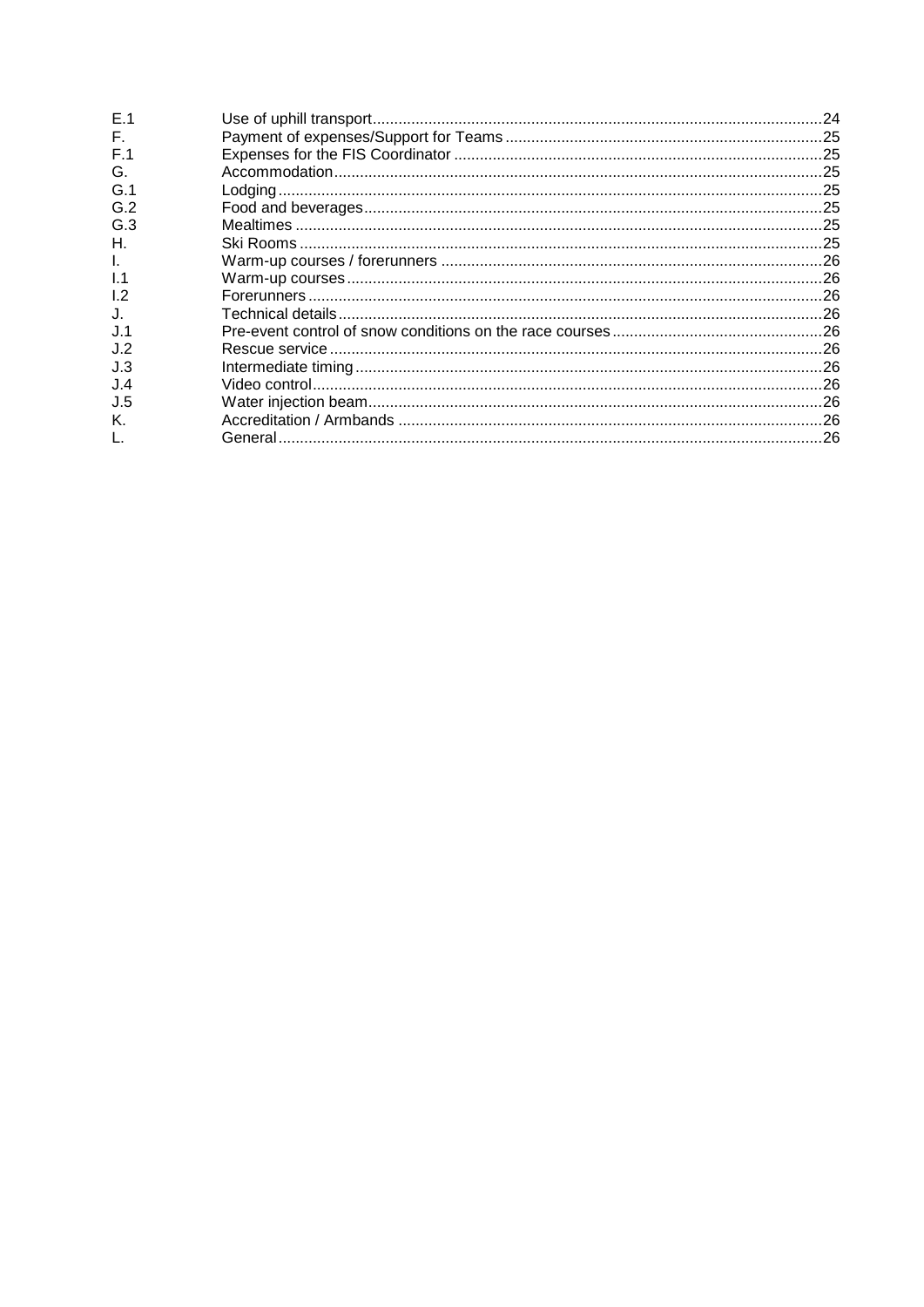| | | |
|---|---|---|
| E.1 | Use of uphill transport | 24 |
| F. | Payment of expenses/Support for Teams | 25 |
| F.1 | Expenses for the FIS Coordinator | 25 |
| G. | Accommodation | 25 |
| G.1 | Lodging | 25 |
| G.2 | Food and beverages | 25 |
| G.3 | Mealtimes | 25 |
| H. | Ski Rooms | 25 |
| I. | Warm-up courses / forerunners | 26 |
| I.1 | Warm-up courses | 26 |
| I.2 | Forerunners | 26 |
| J. | Technical details | 26 |
| J.1 | Pre-event control of snow conditions on the race courses | 26 |
| J.2 | Rescue service | 26 |
| J.3 | Intermediate timing | 26 |
| J.4 | Video control | 26 |
| J.5 | Water injection beam | 26 |
| K. | Accreditation / Armbands | 26 |
| L. | General | 26 |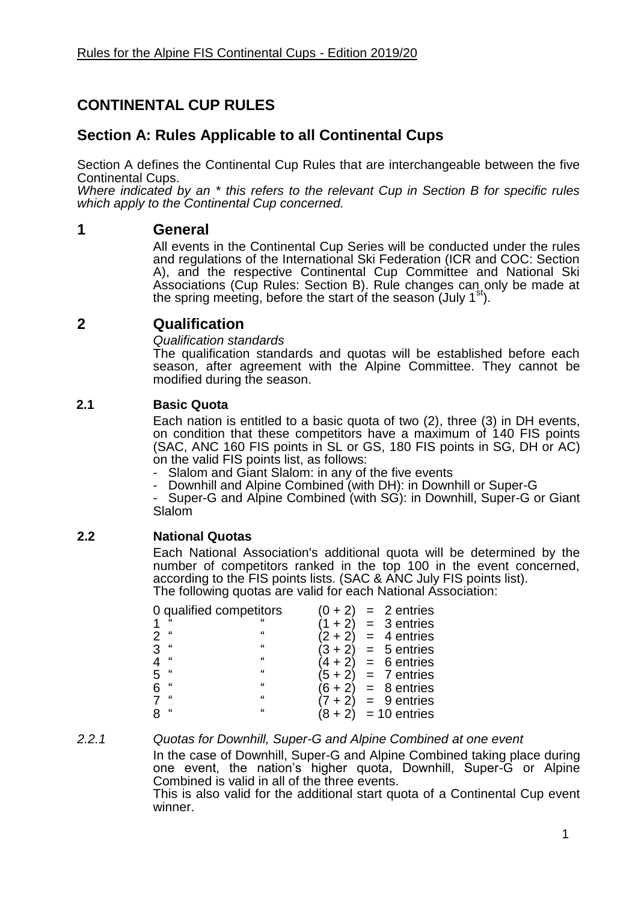# CONTINENTAL CUP RULES

## Section A: Rules Applicable to all Continental Cups

Section A defines the Continental Cup Rules that are interchangeable between the five Continental Cups.
*Where indicated by an * this refers to the relevant Cup in Section B for specific rules which apply to the Continental Cup concerned.*

## 1 General

All events in the Continental Cup Series will be conducted under the rules and regulations of the International Ski Federation (ICR and COC: Section A), and the respective Continental Cup Committee and National Ski Associations (Cup Rules: Section B). Rule changes can only be made at the spring meeting, before the start of the season (July 1[st]).

## 2 Qualification

*Qualification standards*
The qualification standards and quotas will be established before each season, after agreement with the Alpine Committee. They cannot be modified during the season.

### 2.1 Basic Quota

Each nation is entitled to a basic quota of two (2), three (3) in DH events, on condition that these competitors have a maximum of 140 FIS points (SAC, ANC 160 FIS points in SL or GS, 180 FIS points in SG, DH or AC) on the valid FIS points list, as follows:

- Slalom and Giant Slalom: in any of the five events
- Downhill and Alpine Combined (with DH): in Downhill or Super-G
- Super-G and Alpine Combined (with SG): in Downhill, Super-G or Giant Slalom

### 2.2 National Quotas

Each National Association's additional quota will be determined by the number of competitors ranked in the top 100 in the event concerned, according to the FIS points lists. (SAC & ANC July FIS points list).
The following quotas are valid for each National Association:

| | | |
|---|---|---|
| 0 qualified competitors | (0 + 2) | = 2 entries |
| 1 " " | (1 + 2) | = 3 entries |
| 2 " " | (2 + 2) | = 4 entries |
| 3 " " | (3 + 2) | = 5 entries |
| 4 " " | (4 + 2) | = 6 entries |
| 5 " " | (5 + 2) | = 7 entries |
| 6 " " | (6 + 2) | = 8 entries |
| 7 " " | (7 + 2) | = 9 entries |
| 8 " " | (8 + 2) | = 10 entries |

*2.2.1 Quotas for Downhill, Super-G and Alpine Combined at one event*

In the case of Downhill, Super-G and Alpine Combined taking place during one event, the nation's higher quota, Downhill, Super-G or Alpine Combined is valid in all of the three events.
This is also valid for the additional start quota of a Continental Cup event winner.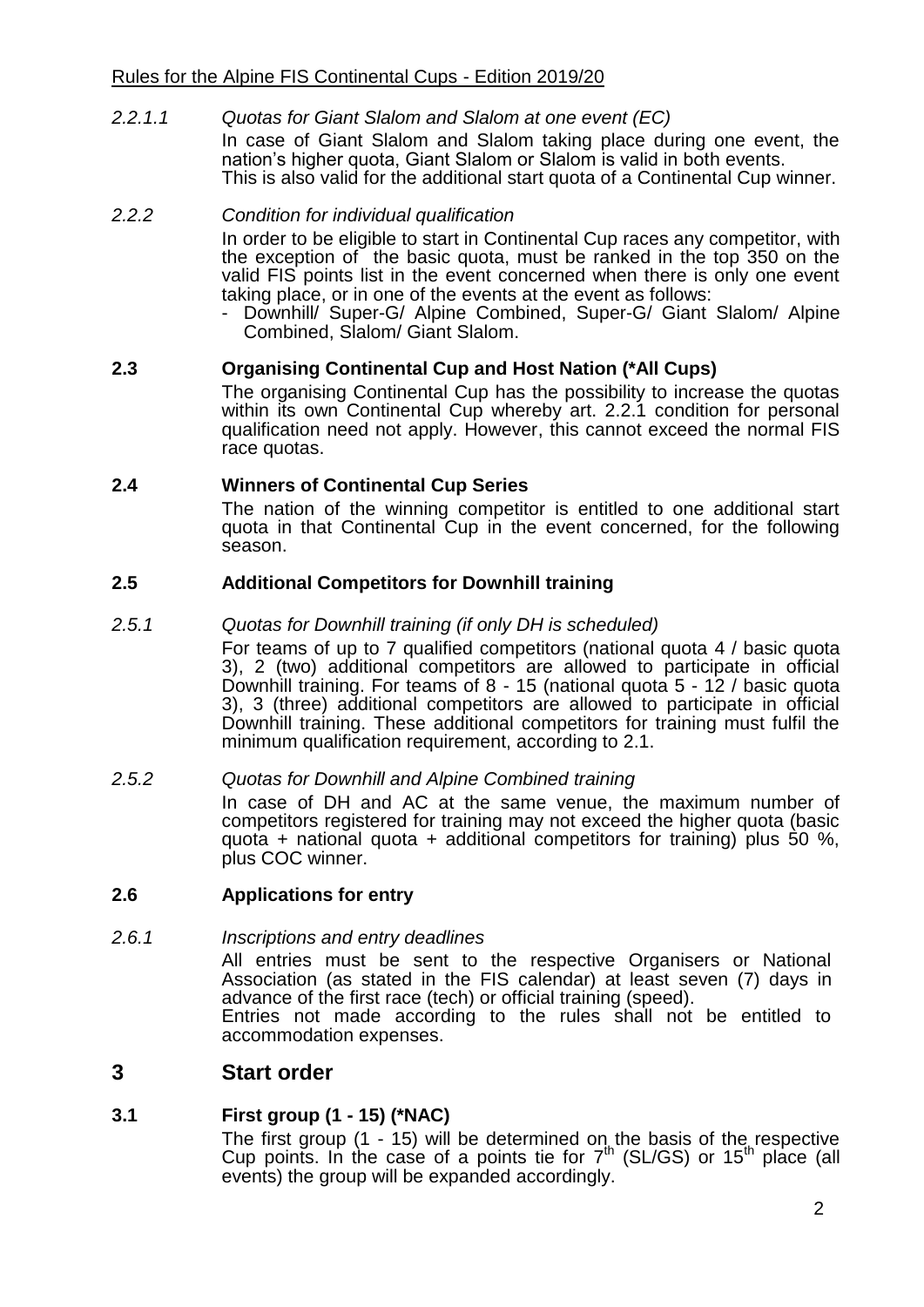*2.2.1.1 Quotas for Giant Slalom and Slalom at one event (EC)*

In case of Giant Slalom and Slalom taking place during one event, the nation's higher quota, Giant Slalom or Slalom is valid in both events. This is also valid for the additional start quota of a Continental Cup winner.

*2.2.2 Condition for individual qualification*

In order to be eligible to start in Continental Cup races any competitor, with the exception of the basic quota, must be ranked in the top 350 on the valid FIS points list in the event concerned when there is only one event taking place, or in one of the events at the event as follows:

- Downhill/ Super-G/ Alpine Combined, Super-G/ Giant Slalom/ Alpine Combined, Slalom/ Giant Slalom.

**2.3 Organising Continental Cup and Host Nation (*All Cups)**

The organising Continental Cup has the possibility to increase the quotas within its own Continental Cup whereby art. 2.2.1 condition for personal qualification need not apply. However, this cannot exceed the normal FIS race quotas.

**2.4 Winners of Continental Cup Series**

The nation of the winning competitor is entitled to one additional start quota in that Continental Cup in the event concerned, for the following season.

**2.5 Additional Competitors for Downhill training**

*2.5.1 Quotas for Downhill training (if only DH is scheduled)*

For teams of up to 7 qualified competitors (national quota 4 / basic quota 3), 2 (two) additional competitors are allowed to participate in official Downhill training. For teams of 8 - 15 (national quota 5 - 12 / basic quota 3), 3 (three) additional competitors are allowed to participate in official Downhill training. These additional competitors for training must fulfil the minimum qualification requirement, according to 2.1.

*2.5.2 Quotas for Downhill and Alpine Combined training*

In case of DH and AC at the same venue, the maximum number of competitors registered for training may not exceed the higher quota (basic quota + national quota + additional competitors for training) plus 50 %, plus COC winner.

**2.6 Applications for entry**

*2.6.1 Inscriptions and entry deadlines*

All entries must be sent to the respective Organisers or National Association (as stated in the FIS calendar) at least seven (7) days in advance of the first race (tech) or official training (speed).
Entries not made according to the rules shall not be entitled to accommodation expenses.

# 3 Start order

**3.1 First group (1 - 15) (*NAC)**

The first group (1 - 15) will be determined on the basis of the respective Cup points. In the case of a points tie for 7th (SL/GS) or 15th place (all events) the group will be expanded accordingly.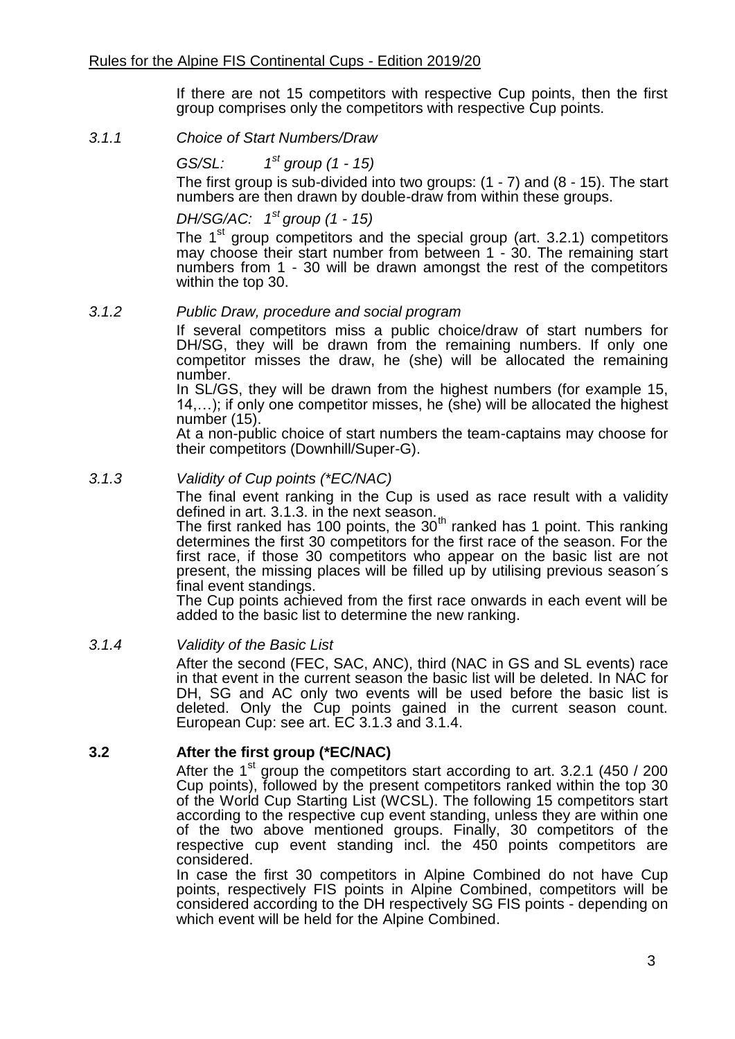If there are not 15 competitors with respective Cup points, then the first group comprises only the competitors with respective Cup points.

### *3.1.1 Choice of Start Numbers/Draw*

*GS/SL: 1st group (1 - 15)*

The first group is sub-divided into two groups: (1 - 7) and (8 - 15). The start numbers are then drawn by double-draw from within these groups.

*DH/SG/AC: 1st group (1 - 15)*

The 1st group competitors and the special group (art. 3.2.1) competitors may choose their start number from between 1 - 30. The remaining start numbers from 1 - 30 will be drawn amongst the rest of the competitors within the top 30.

### *3.1.2 Public Draw, procedure and social program*

If several competitors miss a public choice/draw of start numbers for DH/SG, they will be drawn from the remaining numbers. If only one competitor misses the draw, he (she) will be allocated the remaining number.

In SL/GS, they will be drawn from the highest numbers (for example 15, 14,…); if only one competitor misses, he (she) will be allocated the highest number (15).

At a non-public choice of start numbers the team-captains may choose for their competitors (Downhill/Super-G).

### *3.1.3 Validity of Cup points (*EC/NAC)*

The final event ranking in the Cup is used as race result with a validity defined in art. 3.1.3. in the next season.

The first ranked has 100 points, the 30th ranked has 1 point. This ranking determines the first 30 competitors for the first race of the season. For the first race, if those 30 competitors who appear on the basic list are not present, the missing places will be filled up by utilising previous season´s final event standings.

The Cup points achieved from the first race onwards in each event will be added to the basic list to determine the new ranking.

### *3.1.4 Validity of the Basic List*

After the second (FEC, SAC, ANC), third (NAC in GS and SL events) race in that event in the current season the basic list will be deleted. In NAC for DH, SG and AC only two events will be used before the basic list is deleted. Only the Cup points gained in the current season count. European Cup: see art. EC 3.1.3 and 3.1.4.

## **3.2 After the first group (*EC/NAC)**

After the 1st group the competitors start according to art. 3.2.1 (450 / 200 Cup points), followed by the present competitors ranked within the top 30 of the World Cup Starting List (WCSL). The following 15 competitors start according to the respective cup event standing, unless they are within one of the two above mentioned groups. Finally, 30 competitors of the respective cup event standing incl. the 450 points competitors are considered.

In case the first 30 competitors in Alpine Combined do not have Cup points, respectively FIS points in Alpine Combined, competitors will be considered according to the DH respectively SG FIS points - depending on which event will be held for the Alpine Combined.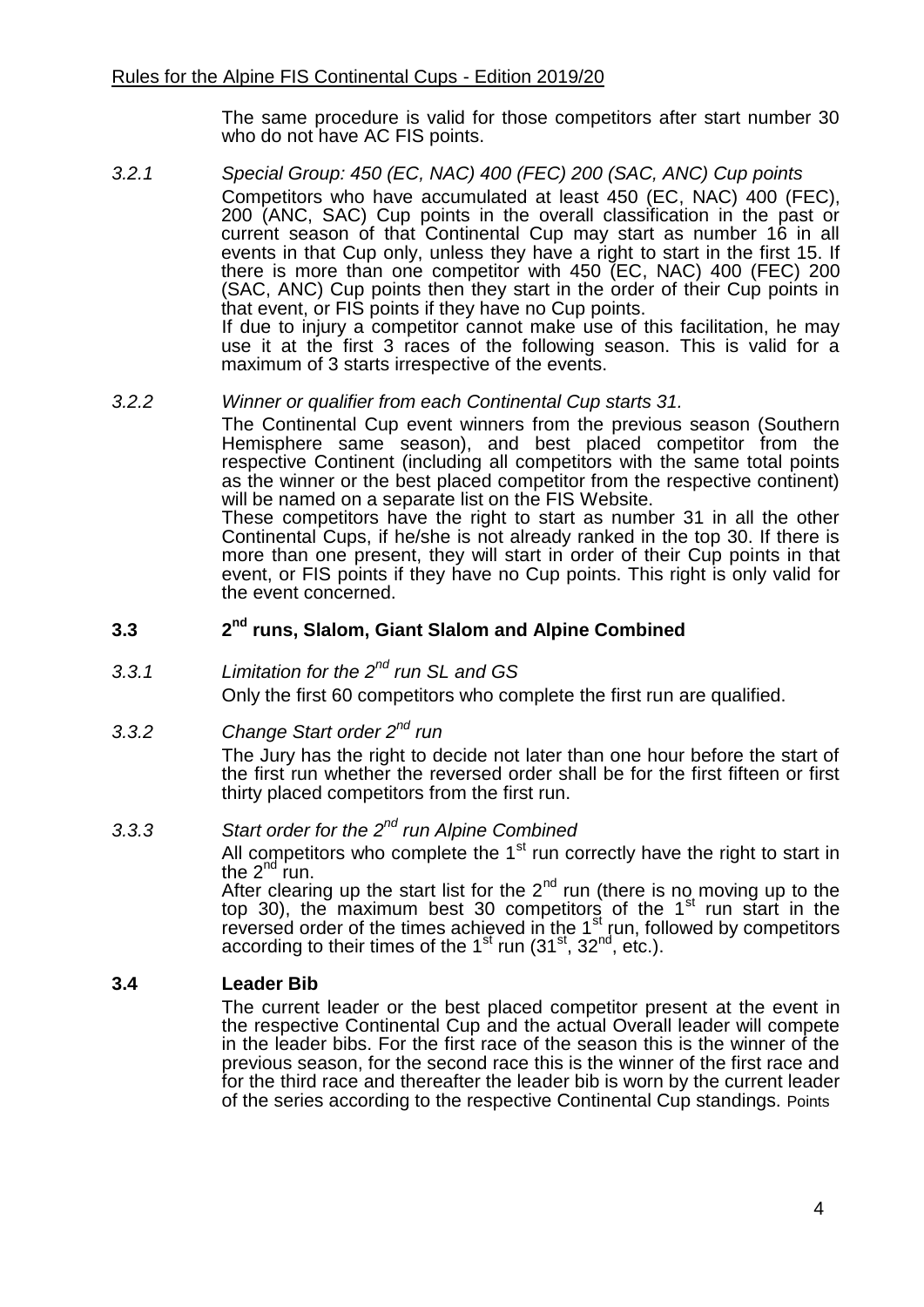The same procedure is valid for those competitors after start number 30 who do not have AC FIS points.

### 3.2.1 *Special Group: 450 (EC, NAC) 400 (FEC) 200 (SAC, ANC) Cup points*

Competitors who have accumulated at least 450 (EC, NAC) 400 (FEC), 200 (ANC, SAC) Cup points in the overall classification in the past or current season of that Continental Cup may start as number 16 in all events in that Cup only, unless they have a right to start in the first 15. If there is more than one competitor with 450 (EC, NAC) 400 (FEC) 200 (SAC, ANC) Cup points then they start in the order of their Cup points in that event, or FIS points if they have no Cup points.

If due to injury a competitor cannot make use of this facilitation, he may use it at the first 3 races of the following season. This is valid for a maximum of 3 starts irrespective of the events.

### 3.2.2 *Winner or qualifier from each Continental Cup starts 31.*

The Continental Cup event winners from the previous season (Southern Hemisphere same season), and best placed competitor from the respective Continent (including all competitors with the same total points as the winner or the best placed competitor from the respective continent) will be named on a separate list on the FIS Website.

These competitors have the right to start as number 31 in all the other Continental Cups, if he/she is not already ranked in the top 30. If there is more than one present, they will start in order of their Cup points in that event, or FIS points if they have no Cup points. This right is only valid for the event concerned.

## 3.3 2nd runs, Slalom, Giant Slalom and Alpine Combined

### 3.3.1 *Limitation for the 2nd run SL and GS*

Only the first 60 competitors who complete the first run are qualified.

### 3.3.2 *Change Start order 2nd run*

The Jury has the right to decide not later than one hour before the start of the first run whether the reversed order shall be for the first fifteen or first thirty placed competitors from the first run.

### 3.3.3 *Start order for the 2nd run Alpine Combined*

All competitors who complete the 1st run correctly have the right to start in the 2nd run.

After clearing up the start list for the 2nd run (there is no moving up to the top 30), the maximum best 30 competitors of the 1st run start in the reversed order of the times achieved in the 1st run, followed by competitors according to their times of the 1st run (31st, 32nd, etc.).

## 3.4 Leader Bib

The current leader or the best placed competitor present at the event in the respective Continental Cup and the actual Overall leader will compete in the leader bibs. For the first race of the season this is the winner of the previous season, for the second race this is the winner of the first race and for the third race and thereafter the leader bib is worn by the current leader of the series according to the respective Continental Cup standings. Points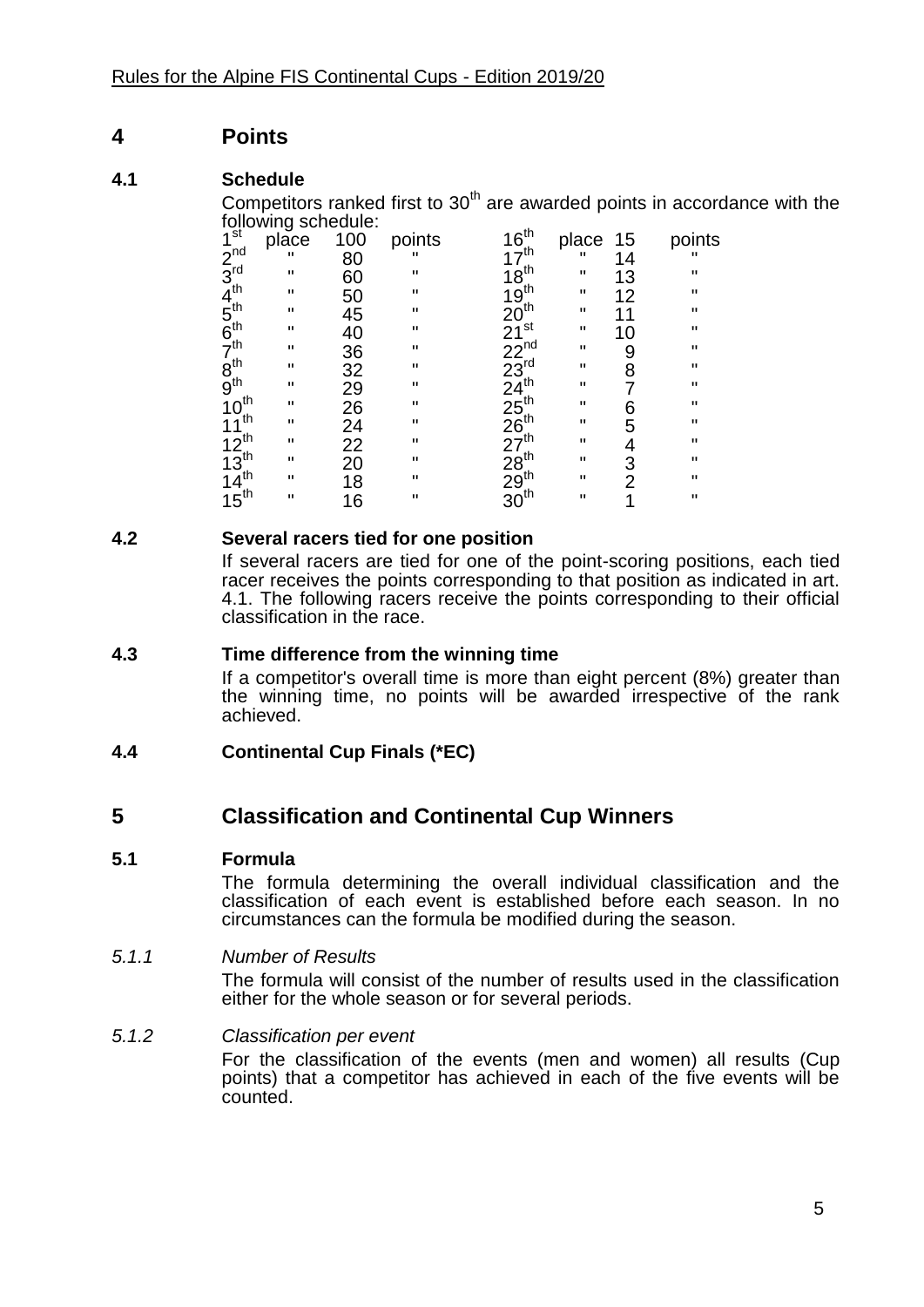# 4 Points

## 4.1 Schedule

Competitors ranked first to 30th are awarded points in accordance with the following schedule:

| Place | | Points | | Place | | Points | |
|---|---|---|---|---|---|---|---|
| 1st | place | 100 | points | 16th | place | 15 | points |
| 2nd | " | 80 | " | 17th | " | 14 | " |
| 3rd | " | 60 | " | 18th | " | 13 | " |
| 4th | " | 50 | " | 19th | " | 12 | " |
| 5th | " | 45 | " | 20th | " | 11 | " |
| 6th | " | 40 | " | 21st | " | 10 | " |
| 7th | " | 36 | " | 22nd | " | 9 | " |
| 8th | " | 32 | " | 23rd | " | 8 | " |
| 9th | " | 29 | " | 24th | " | 7 | " |
| 10th | " | 26 | " | 25th | " | 6 | " |
| 11th | " | 24 | " | 26th | " | 5 | " |
| 12th | " | 22 | " | 27th | " | 4 | " |
| 13th | " | 20 | " | 28th | " | 3 | " |
| 14th | " | 18 | " | 29th | " | 2 | " |
| 15th | " | 16 | " | 30th | " | 1 | " |

## 4.2 Several racers tied for one position

If several racers are tied for one of the point-scoring positions, each tied racer receives the points corresponding to that position as indicated in art. 4.1. The following racers receive the points corresponding to their official classification in the race.

## 4.3 Time difference from the winning time

If a competitor's overall time is more than eight percent (8%) greater than the winning time, no points will be awarded irrespective of the rank achieved.

## 4.4 Continental Cup Finals (*EC)

# 5 Classification and Continental Cup Winners

## 5.1 Formula

The formula determining the overall individual classification and the classification of each event is established before each season. In no circumstances can the formula be modified during the season.

### *5.1.1 Number of Results*

The formula will consist of the number of results used in the classification either for the whole season or for several periods.

### *5.1.2 Classification per event*

For the classification of the events (men and women) all results (Cup points) that a competitor has achieved in each of the five events will be counted.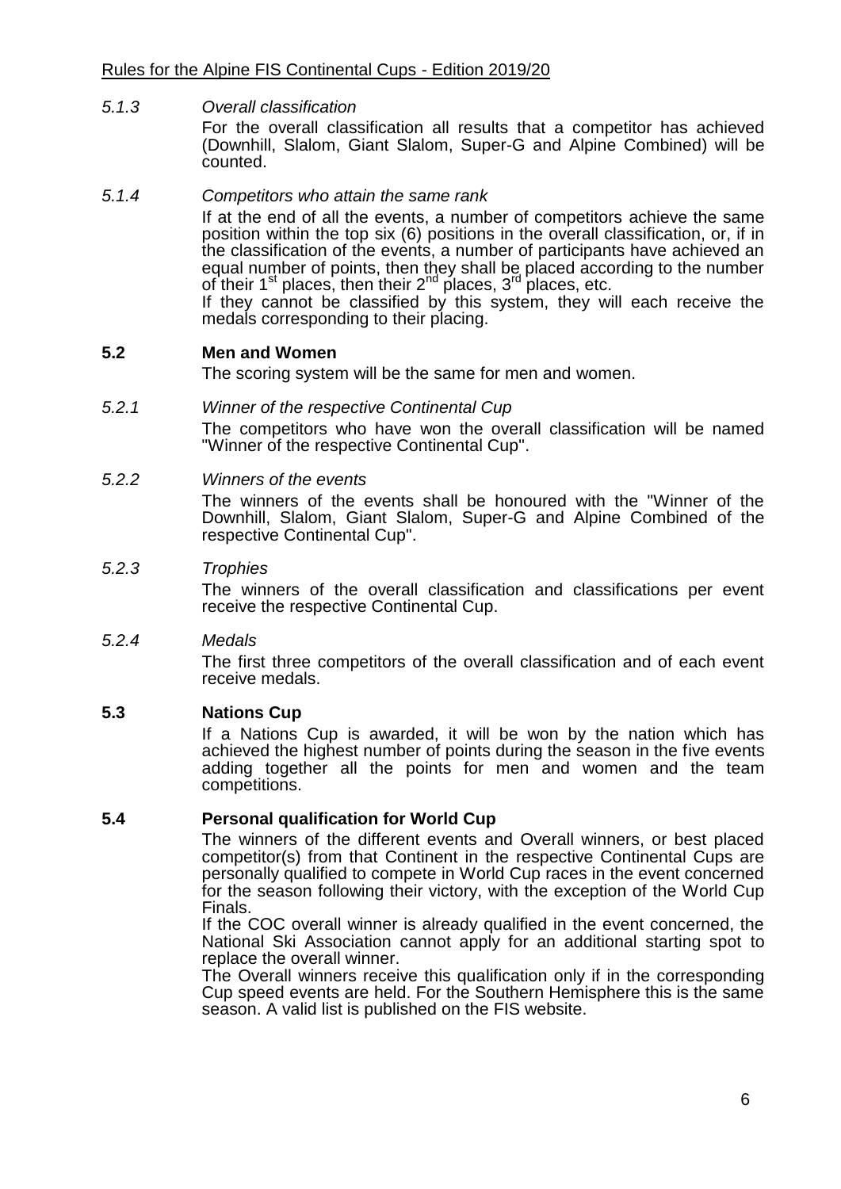#### *5.1.3 Overall classification*

For the overall classification all results that a competitor has achieved (Downhill, Slalom, Giant Slalom, Super-G and Alpine Combined) will be counted.

#### *5.1.4 Competitors who attain the same rank*

If at the end of all the events, a number of competitors achieve the same position within the top six (6) positions in the overall classification, or, if in the classification of the events, a number of participants have achieved an equal number of points, then they shall be placed according to the number of their 1st places, then their 2nd places, 3rd places, etc.

If they cannot be classified by this system, they will each receive the medals corresponding to their placing.

### **5.2 Men and Women**

The scoring system will be the same for men and women.

#### *5.2.1 Winner of the respective Continental Cup*

The competitors who have won the overall classification will be named "Winner of the respective Continental Cup".

#### *5.2.2 Winners of the events*

The winners of the events shall be honoured with the "Winner of the Downhill, Slalom, Giant Slalom, Super-G and Alpine Combined of the respective Continental Cup".

#### *5.2.3 Trophies*

The winners of the overall classification and classifications per event receive the respective Continental Cup.

#### *5.2.4 Medals*

The first three competitors of the overall classification and of each event receive medals.

### **5.3 Nations Cup**

If a Nations Cup is awarded, it will be won by the nation which has achieved the highest number of points during the season in the five events adding together all the points for men and women and the team competitions.

### **5.4 Personal qualification for World Cup**

The winners of the different events and Overall winners, or best placed competitor(s) from that Continent in the respective Continental Cups are personally qualified to compete in World Cup races in the event concerned for the season following their victory, with the exception of the World Cup Finals.

If the COC overall winner is already qualified in the event concerned, the National Ski Association cannot apply for an additional starting spot to replace the overall winner.

The Overall winners receive this qualification only if in the corresponding Cup speed events are held. For the Southern Hemisphere this is the same season. A valid list is published on the FIS website.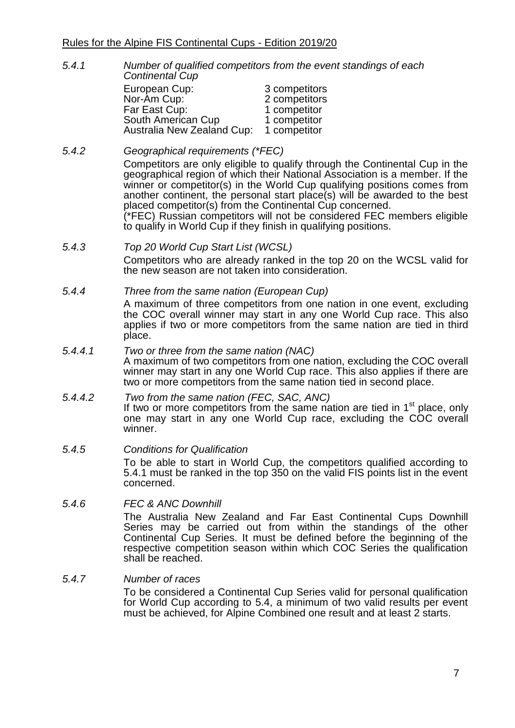*5.4.1 Number of qualified competitors from the event standings of each Continental Cup*

| | |
|---|---|
| European Cup: | 3 competitors |
| Nor-Am Cup: | 2 competitors |
| Far East Cup: | 1 competitor |
| South American Cup | 1 competitor |
| Australia New Zealand Cup: | 1 competitor |

*5.4.2 Geographical requirements (\*FEC)*

Competitors are only eligible to qualify through the Continental Cup in the geographical region of which their National Association is a member. If the winner or competitor(s) in the World Cup qualifying positions comes from another continent, the personal start place(s) will be awarded to the best placed competitor(s) from the Continental Cup concerned.
(\*FEC) Russian competitors will not be considered FEC members eligible to qualify in World Cup if they finish in qualifying positions.

*5.4.3 Top 20 World Cup Start List (WCSL)*

Competitors who are already ranked in the top 20 on the WCSL valid for the new season are not taken into consideration.

*5.4.4 Three from the same nation (European Cup)*

A maximum of three competitors from one nation in one event, excluding the COC overall winner may start in any one World Cup race. This also applies if two or more competitors from the same nation are tied in third place.

*5.4.4.1 Two or three from the same nation (NAC)*

A maximum of two competitors from one nation, excluding the COC overall winner may start in any one World Cup race. This also applies if there are two or more competitors from the same nation tied in second place.

*5.4.4.2 Two from the same nation (FEC, SAC, ANC)*

If two or more competitors from the same nation are tied in 1st place, only one may start in any one World Cup race, excluding the COC overall winner.

*5.4.5 Conditions for Qualification*

To be able to start in World Cup, the competitors qualified according to 5.4.1 must be ranked in the top 350 on the valid FIS points list in the event concerned.

*5.4.6 FEC & ANC Downhill*

The Australia New Zealand and Far East Continental Cups Downhill Series may be carried out from within the standings of the other Continental Cup Series. It must be defined before the beginning of the respective competition season within which COC Series the qualification shall be reached.

*5.4.7 Number of races*

To be considered a Continental Cup Series valid for personal qualification for World Cup according to 5.4, a minimum of two valid results per event must be achieved, for Alpine Combined one result and at least 2 starts.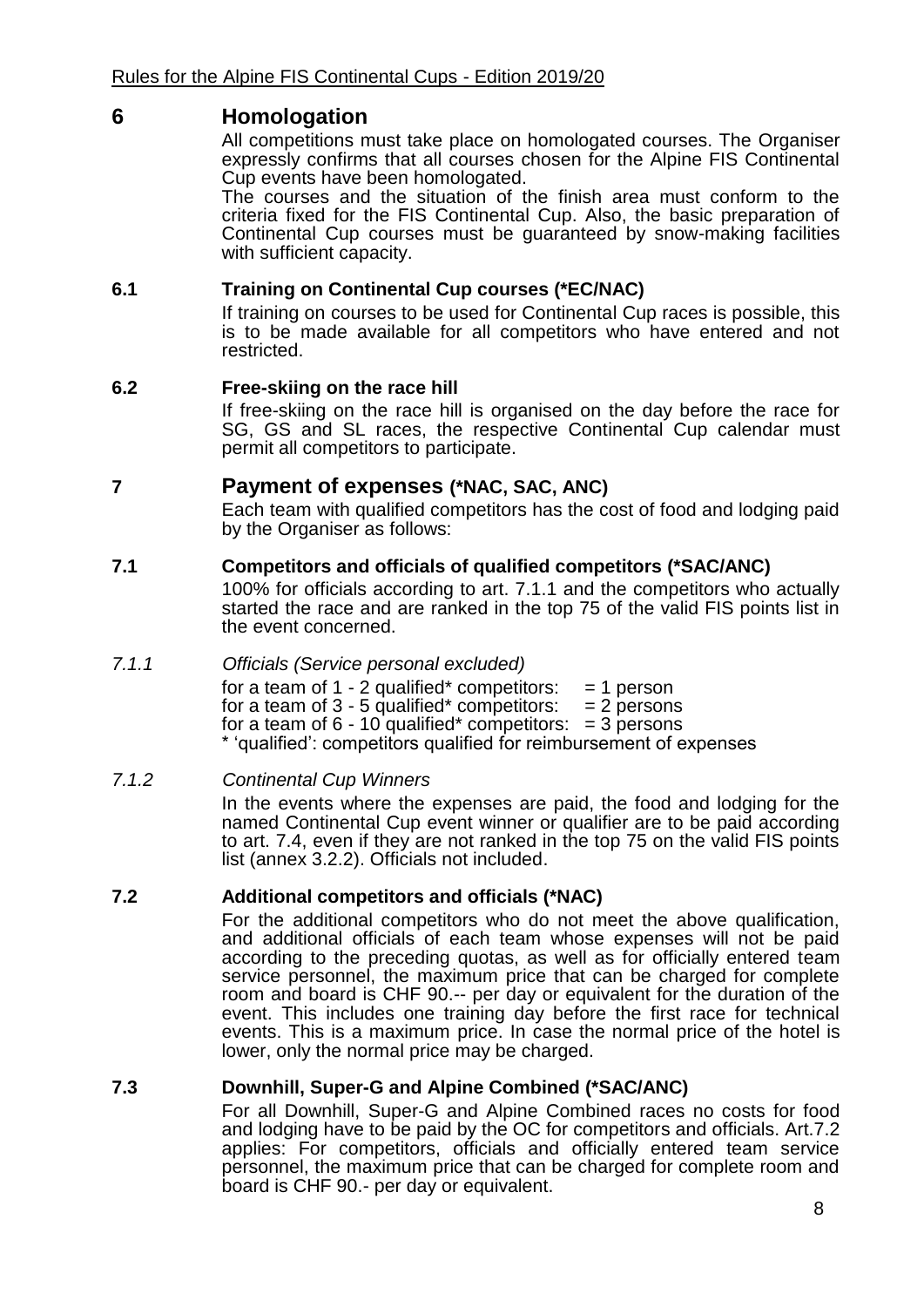# 6 Homologation

All competitions must take place on homologated courses. The Organiser expressly confirms that all courses chosen for the Alpine FIS Continental Cup events have been homologated.

The courses and the situation of the finish area must conform to the criteria fixed for the FIS Continental Cup. Also, the basic preparation of Continental Cup courses must be guaranteed by snow-making facilities with sufficient capacity.

## 6.1 Training on Continental Cup courses (*EC/NAC)

If training on courses to be used for Continental Cup races is possible, this is to be made available for all competitors who have entered and not restricted.

## 6.2 Free-skiing on the race hill

If free-skiing on the race hill is organised on the day before the race for SG, GS and SL races, the respective Continental Cup calendar must permit all competitors to participate.

# 7 Payment of expenses (*NAC, SAC, ANC)

Each team with qualified competitors has the cost of food and lodging paid by the Organiser as follows:

## 7.1 Competitors and officials of qualified competitors (*SAC/ANC)

100% for officials according to art. 7.1.1 and the competitors who actually started the race and are ranked in the top 75 of the valid FIS points list in the event concerned.

### *7.1.1 Officials (Service personal excluded)*

for a team of 1 - 2 qualified* competitors: = 1 person
for a team of 3 - 5 qualified* competitors: = 2 persons
for a team of 6 - 10 qualified* competitors: = 3 persons
* 'qualified': competitors qualified for reimbursement of expenses

### *7.1.2 Continental Cup Winners*

In the events where the expenses are paid, the food and lodging for the named Continental Cup event winner or qualifier are to be paid according to art. 7.4, even if they are not ranked in the top 75 on the valid FIS points list (annex 3.2.2). Officials not included.

## 7.2 Additional competitors and officials (*NAC)

For the additional competitors who do not meet the above qualification, and additional officials of each team whose expenses will not be paid according to the preceding quotas, as well as for officially entered team service personnel, the maximum price that can be charged for complete room and board is CHF 90.-- per day or equivalent for the duration of the event. This includes one training day before the first race for technical events. This is a maximum price. In case the normal price of the hotel is lower, only the normal price may be charged.

## 7.3 Downhill, Super-G and Alpine Combined (*SAC/ANC)

For all Downhill, Super-G and Alpine Combined races no costs for food and lodging have to be paid by the OC for competitors and officials. Art.7.2 applies: For competitors, officials and officially entered team service personnel, the maximum price that can be charged for complete room and board is CHF 90.- per day or equivalent.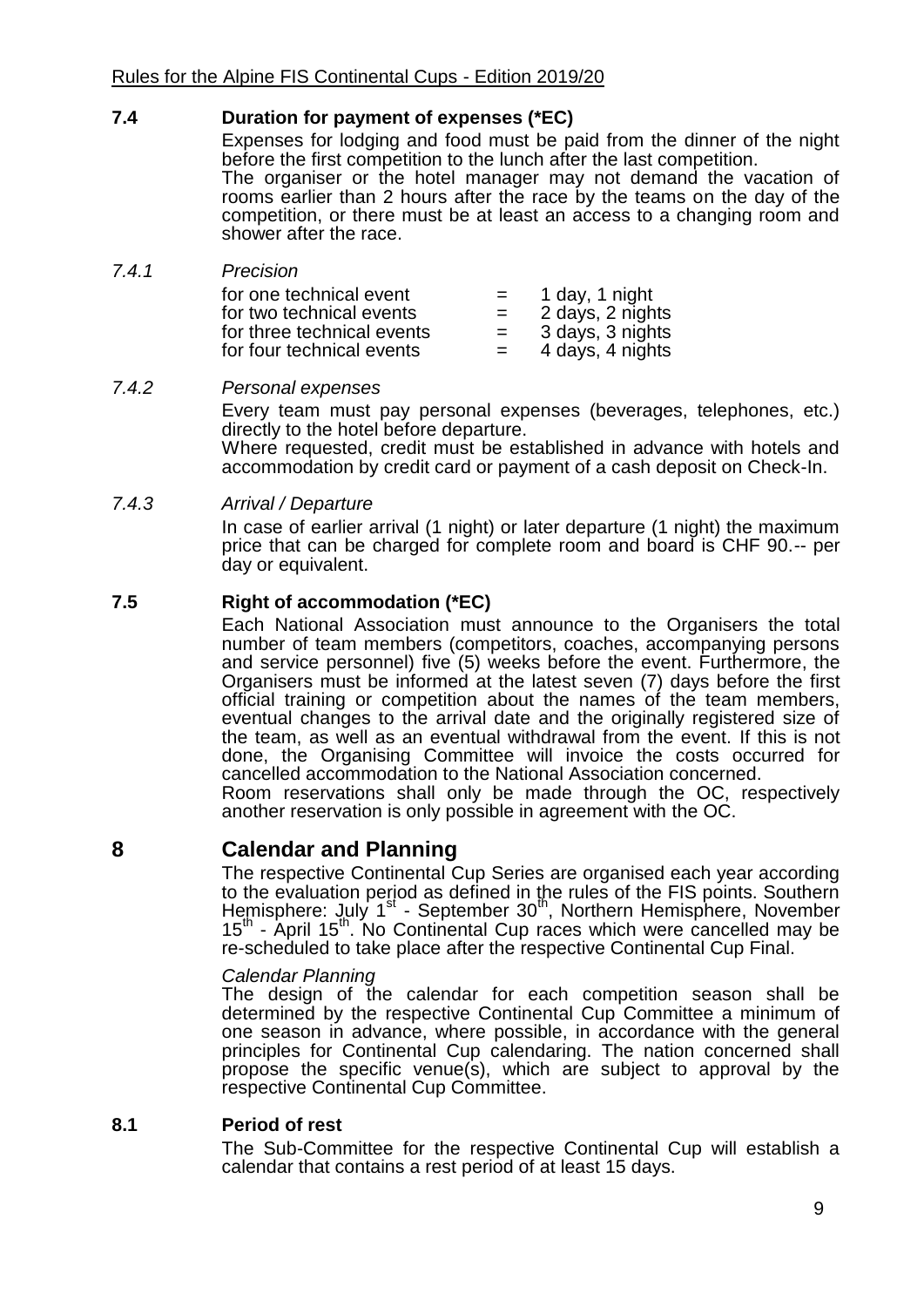### 7.4 Duration for payment of expenses (*EC)

Expenses for lodging and food must be paid from the dinner of the night before the first competition to the lunch after the last competition.
The organiser or the hotel manager may not demand the vacation of rooms earlier than 2 hours after the race by the teams on the day of the competition, or there must be at least an access to a changing room and shower after the race.

*7.4.1 Precision*

| | | |
|---|---|---|
| for one technical event | = | 1 day, 1 night |
| for two technical events | = | 2 days, 2 nights |
| for three technical events | = | 3 days, 3 nights |
| for four technical events | = | 4 days, 4 nights |

*7.4.2 Personal expenses*

Every team must pay personal expenses (beverages, telephones, etc.) directly to the hotel before departure.
Where requested, credit must be established in advance with hotels and accommodation by credit card or payment of a cash deposit on Check-In.

*7.4.3 Arrival / Departure*

In case of earlier arrival (1 night) or later departure (1 night) the maximum price that can be charged for complete room and board is CHF 90.-- per day or equivalent.

### 7.5 Right of accommodation (*EC)

Each National Association must announce to the Organisers the total number of team members (competitors, coaches, accompanying persons and service personnel) five (5) weeks before the event. Furthermore, the Organisers must be informed at the latest seven (7) days before the first official training or competition about the names of the team members, eventual changes to the arrival date and the originally registered size of the team, as well as an eventual withdrawal from the event. If this is not done, the Organising Committee will invoice the costs occurred for cancelled accommodation to the National Association concerned.
Room reservations shall only be made through the OC, respectively another reservation is only possible in agreement with the OC.

## 8 Calendar and Planning

The respective Continental Cup Series are organised each year according to the evaluation period as defined in the rules of the FIS points. Southern Hemisphere: July 1st - September 30th, Northern Hemisphere, November 15th - April 15th. No Continental Cup races which were cancelled may be re-scheduled to take place after the respective Continental Cup Final.

*Calendar Planning*

The design of the calendar for each competition season shall be determined by the respective Continental Cup Committee a minimum of one season in advance, where possible, in accordance with the general principles for Continental Cup calendaring. The nation concerned shall propose the specific venue(s), which are subject to approval by the respective Continental Cup Committee.

### 8.1 Period of rest

The Sub-Committee for the respective Continental Cup will establish a calendar that contains a rest period of at least 15 days.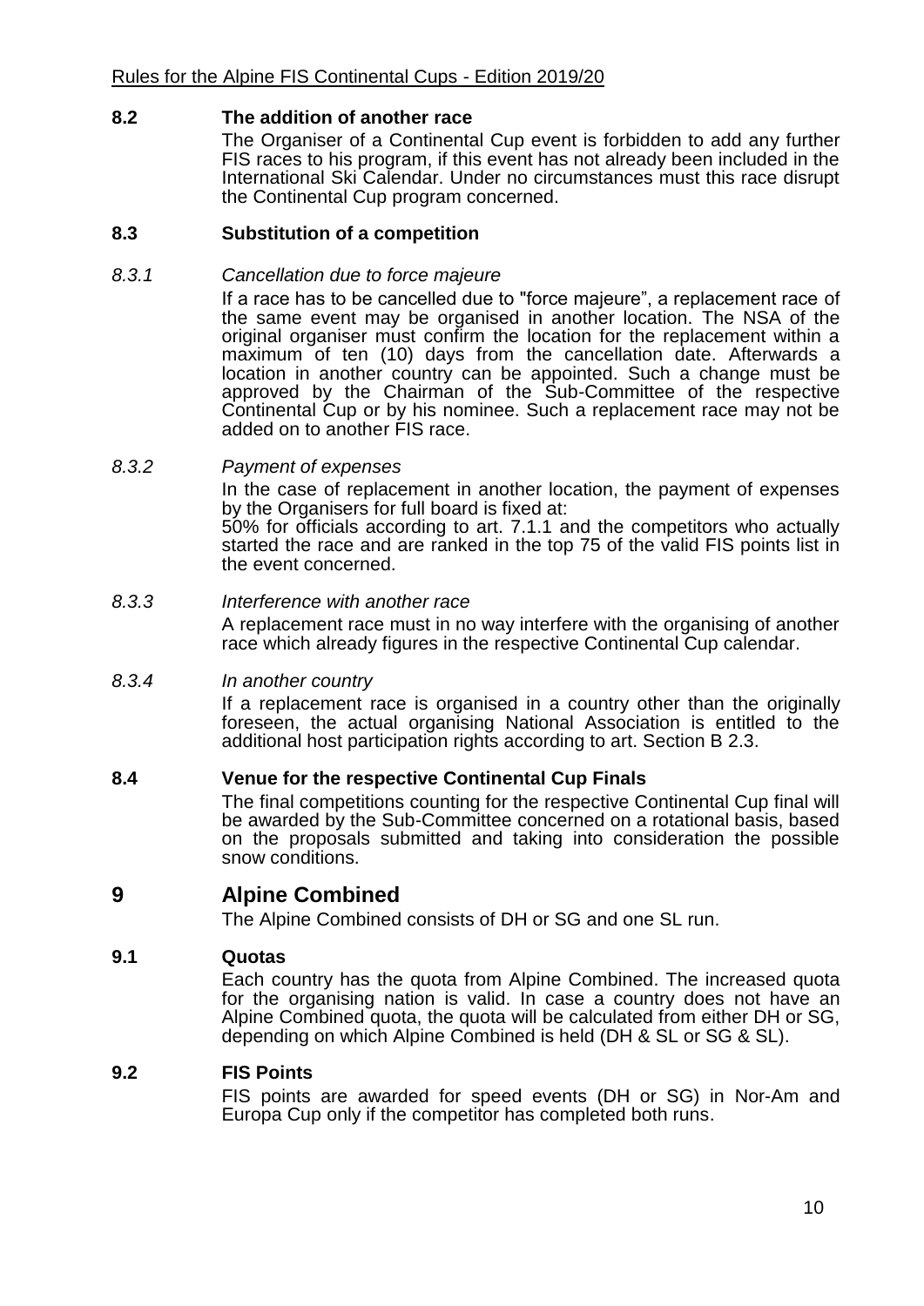**8.2 The addition of another race**

The Organiser of a Continental Cup event is forbidden to add any further FIS races to his program, if this event has not already been included in the International Ski Calendar. Under no circumstances must this race disrupt the Continental Cup program concerned.

**8.3 Substitution of a competition**

*8.3.1 Cancellation due to force majeure*

If a race has to be cancelled due to "force majeure", a replacement race of the same event may be organised in another location. The NSA of the original organiser must confirm the location for the replacement within a maximum of ten (10) days from the cancellation date. Afterwards a location in another country can be appointed. Such a change must be approved by the Chairman of the Sub-Committee of the respective Continental Cup or by his nominee. Such a replacement race may not be added on to another FIS race.

*8.3.2 Payment of expenses*

In the case of replacement in another location, the payment of expenses by the Organisers for full board is fixed at:
50% for officials according to art. 7.1.1 and the competitors who actually started the race and are ranked in the top 75 of the valid FIS points list in the event concerned.

*8.3.3 Interference with another race*

A replacement race must in no way interfere with the organising of another race which already figures in the respective Continental Cup calendar.

*8.3.4 In another country*

If a replacement race is organised in a country other than the originally foreseen, the actual organising National Association is entitled to the additional host participation rights according to art. Section B 2.3.

**8.4 Venue for the respective Continental Cup Finals**

The final competitions counting for the respective Continental Cup final will be awarded by the Sub-Committee concerned on a rotational basis, based on the proposals submitted and taking into consideration the possible snow conditions.

# 9 Alpine Combined

The Alpine Combined consists of DH or SG and one SL run.

**9.1 Quotas**

Each country has the quota from Alpine Combined. The increased quota for the organising nation is valid. In case a country does not have an Alpine Combined quota, the quota will be calculated from either DH or SG, depending on which Alpine Combined is held (DH & SL or SG & SL).

**9.2 FIS Points**

FIS points are awarded for speed events (DH or SG) in Nor-Am and Europa Cup only if the competitor has completed both runs.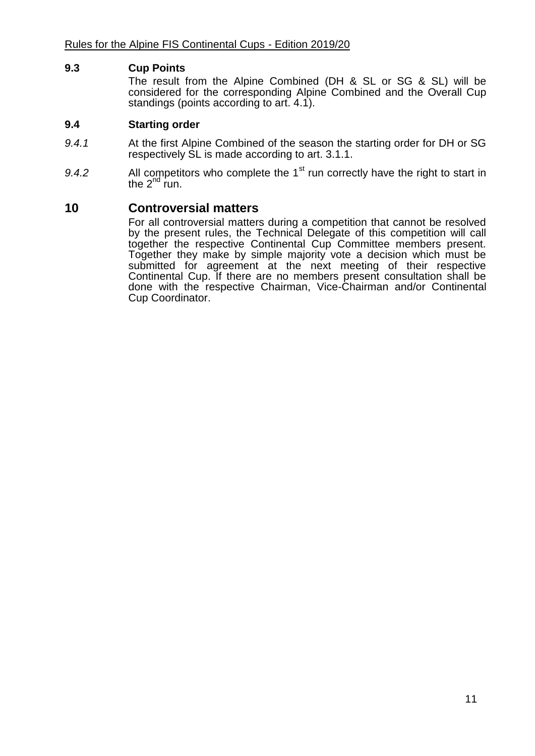### 9.3 Cup Points

The result from the Alpine Combined (DH & SL or SG & SL) will be considered for the corresponding Alpine Combined and the Overall Cup standings (points according to art. 4.1).

### 9.4 Starting order

*9.4.1* At the first Alpine Combined of the season the starting order for DH or SG respectively SL is made according to art. 3.1.1.

*9.4.2* All competitors who complete the 1st run correctly have the right to start in the 2nd run.

## 10 Controversial matters

For all controversial matters during a competition that cannot be resolved by the present rules, the Technical Delegate of this competition will call together the respective Continental Cup Committee members present. Together they make by simple majority vote a decision which must be submitted for agreement at the next meeting of their respective Continental Cup. If there are no members present consultation shall be done with the respective Chairman, Vice-Chairman and/or Continental Cup Coordinator.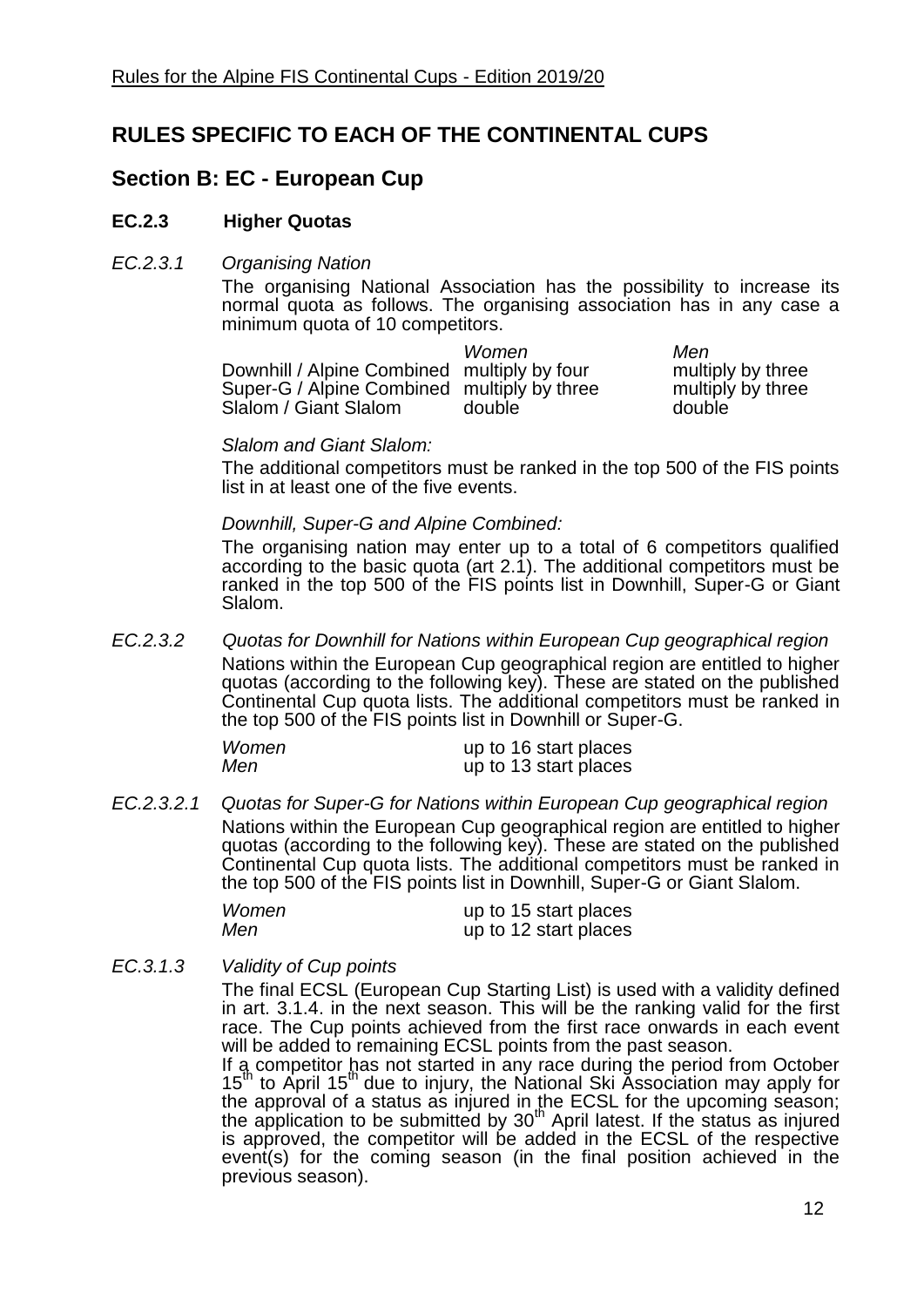# RULES SPECIFIC TO EACH OF THE CONTINENTAL CUPS

## Section B: EC - European Cup

### EC.2.3 Higher Quotas

*EC.2.3.1 Organising Nation*

The organising National Association has the possibility to increase its normal quota as follows. The organising association has in any case a minimum quota of 10 competitors.

| | *Women* | *Men* |
|---|---|---|
| Downhill / Alpine Combined | multiply by four | multiply by three |
| Super-G / Alpine Combined | multiply by three | multiply by three |
| Slalom / Giant Slalom | double | double |

*Slalom and Giant Slalom:*

The additional competitors must be ranked in the top 500 of the FIS points list in at least one of the five events.

*Downhill, Super-G and Alpine Combined:*

The organising nation may enter up to a total of 6 competitors qualified according to the basic quota (art 2.1). The additional competitors must be ranked in the top 500 of the FIS points list in Downhill, Super-G or Giant Slalom.

*EC.2.3.2 Quotas for Downhill for Nations within European Cup geographical region*

Nations within the European Cup geographical region are entitled to higher quotas (according to the following key). These are stated on the published Continental Cup quota lists. The additional competitors must be ranked in the top 500 of the FIS points list in Downhill or Super-G.

| | |
|---|---|
| *Women* | up to 16 start places |
| *Men* | up to 13 start places |

*EC.2.3.2.1 Quotas for Super-G for Nations within European Cup geographical region*

Nations within the European Cup geographical region are entitled to higher quotas (according to the following key). These are stated on the published Continental Cup quota lists. The additional competitors must be ranked in the top 500 of the FIS points list in Downhill, Super-G or Giant Slalom.

| | |
|---|---|
| *Women* | up to 15 start places |
| *Men* | up to 12 start places |

*EC.3.1.3 Validity of Cup points*

The final ECSL (European Cup Starting List) is used with a validity defined in art. 3.1.4. in the next season. This will be the ranking valid for the first race. The Cup points achieved from the first race onwards in each event will be added to remaining ECSL points from the past season.

If a competitor has not started in any race during the period from October 15th to April 15th due to injury, the National Ski Association may apply for the approval of a status as injured in the ECSL for the upcoming season; the application to be submitted by 30th April latest. If the status as injured is approved, the competitor will be added in the ECSL of the respective event(s) for the coming season (in the final position achieved in the previous season).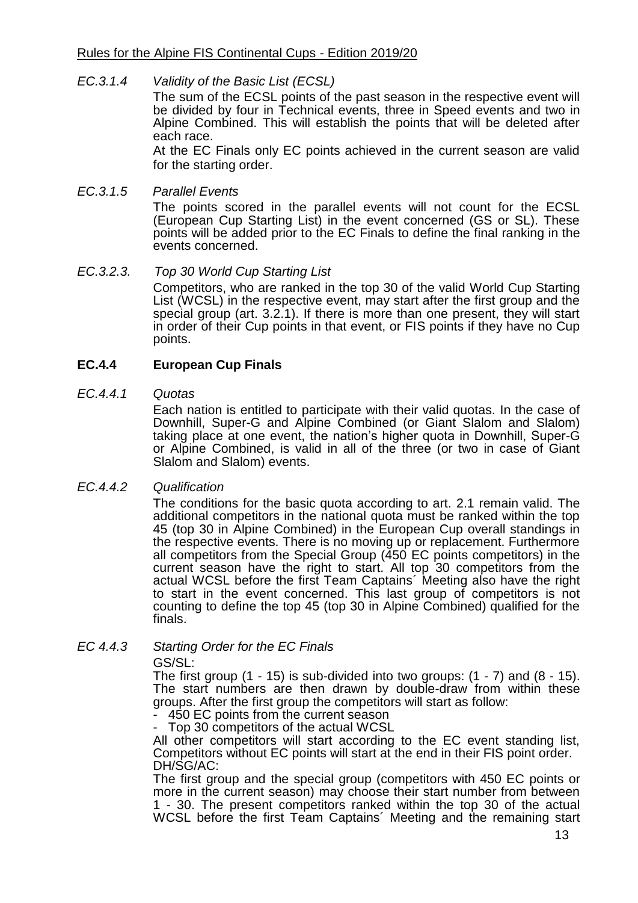*EC.3.1.4 Validity of the Basic List (ECSL)*

The sum of the ECSL points of the past season in the respective event will be divided by four in Technical events, three in Speed events and two in Alpine Combined. This will establish the points that will be deleted after each race.

At the EC Finals only EC points achieved in the current season are valid for the starting order.

*EC.3.1.5 Parallel Events*

The points scored in the parallel events will not count for the ECSL (European Cup Starting List) in the event concerned (GS or SL). These points will be added prior to the EC Finals to define the final ranking in the events concerned.

*EC.3.2.3. Top 30 World Cup Starting List*

Competitors, who are ranked in the top 30 of the valid World Cup Starting List (WCSL) in the respective event, may start after the first group and the special group (art. 3.2.1). If there is more than one present, they will start in order of their Cup points in that event, or FIS points if they have no Cup points.

### EC.4.4 European Cup Finals

*EC.4.4.1 Quotas*

Each nation is entitled to participate with their valid quotas. In the case of Downhill, Super-G and Alpine Combined (or Giant Slalom and Slalom) taking place at one event, the nation's higher quota in Downhill, Super-G or Alpine Combined, is valid in all of the three (or two in case of Giant Slalom and Slalom) events.

*EC.4.4.2 Qualification*

The conditions for the basic quota according to art. 2.1 remain valid. The additional competitors in the national quota must be ranked within the top 45 (top 30 in Alpine Combined) in the European Cup overall standings in the respective events. There is no moving up or replacement. Furthermore all competitors from the Special Group (450 EC points competitors) in the current season have the right to start. All top 30 competitors from the actual WCSL before the first Team Captains´ Meeting also have the right to start in the event concerned. This last group of competitors is not counting to define the top 45 (top 30 in Alpine Combined) qualified for the finals.

*EC 4.4.3 Starting Order for the EC Finals*

GS/SL:

The first group (1 - 15) is sub-divided into two groups: (1 - 7) and (8 - 15). The start numbers are then drawn by double-draw from within these groups. After the first group the competitors will start as follow:

- 450 EC points from the current season
- Top 30 competitors of the actual WCSL

All other competitors will start according to the EC event standing list, Competitors without EC points will start at the end in their FIS point order.

DH/SG/AC:

The first group and the special group (competitors with 450 EC points or more in the current season) may choose their start number from between 1 - 30. The present competitors ranked within the top 30 of the actual WCSL before the first Team Captains´ Meeting and the remaining start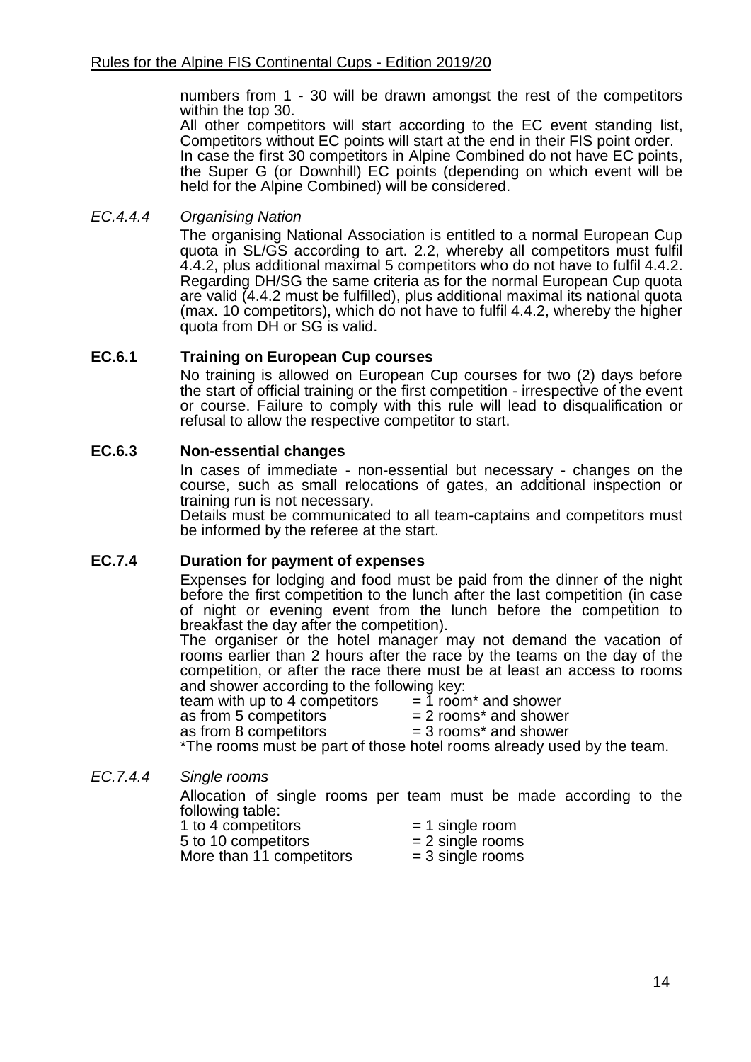numbers from 1 - 30 will be drawn amongst the rest of the competitors within the top 30.
All other competitors will start according to the EC event standing list, Competitors without EC points will start at the end in their FIS point order.
In case the first 30 competitors in Alpine Combined do not have EC points, the Super G (or Downhill) EC points (depending on which event will be held for the Alpine Combined) will be considered.

*EC.4.4.4 Organising Nation*

The organising National Association is entitled to a normal European Cup quota in SL/GS according to art. 2.2, whereby all competitors must fulfil 4.4.2, plus additional maximal 5 competitors who do not have to fulfil 4.4.2. Regarding DH/SG the same criteria as for the normal European Cup quota are valid (4.4.2 must be fulfilled), plus additional maximal its national quota (max. 10 competitors), which do not have to fulfil 4.4.2, whereby the higher quota from DH or SG is valid.

### EC.6.1 Training on European Cup courses

No training is allowed on European Cup courses for two (2) days before the start of official training or the first competition - irrespective of the event or course. Failure to comply with this rule will lead to disqualification or refusal to allow the respective competitor to start.

### EC.6.3 Non-essential changes

In cases of immediate - non-essential but necessary - changes on the course, such as small relocations of gates, an additional inspection or training run is not necessary.
Details must be communicated to all team-captains and competitors must be informed by the referee at the start.

### EC.7.4 Duration for payment of expenses

Expenses for lodging and food must be paid from the dinner of the night before the first competition to the lunch after the last competition (in case of night or evening event from the lunch before the competition to breakfast the day after the competition).
The organiser or the hotel manager may not demand the vacation of rooms earlier than 2 hours after the race by the teams on the day of the competition, or after the race there must be at least an access to rooms and shower according to the following key:

team with up to 4 competitors = 1 room* and shower
as from 5 competitors = 2 rooms* and shower
as from 8 competitors = 3 rooms* and shower

*The rooms must be part of those hotel rooms already used by the team.

*EC.7.4.4 Single rooms*

Allocation of single rooms per team must be made according to the following table:

1 to 4 competitors = 1 single room
5 to 10 competitors = 2 single rooms
More than 11 competitors = 3 single rooms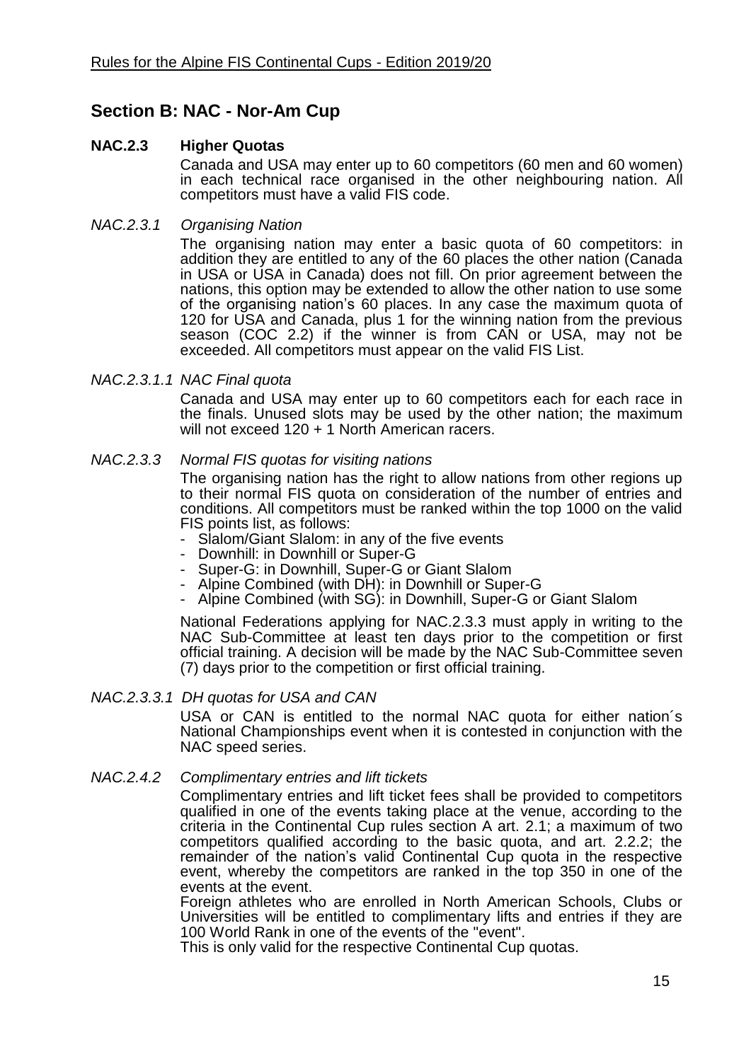## Section B: NAC - Nor-Am Cup

### NAC.2.3 Higher Quotas

Canada and USA may enter up to 60 competitors (60 men and 60 women) in each technical race organised in the other neighbouring nation. All competitors must have a valid FIS code.

*NAC.2.3.1 Organising Nation*

The organising nation may enter a basic quota of 60 competitors: in addition they are entitled to any of the 60 places the other nation (Canada in USA or USA in Canada) does not fill. On prior agreement between the nations, this option may be extended to allow the other nation to use some of the organising nation's 60 places. In any case the maximum quota of 120 for USA and Canada, plus 1 for the winning nation from the previous season (COC 2.2) if the winner is from CAN or USA, may not be exceeded. All competitors must appear on the valid FIS List.

*NAC.2.3.1.1 NAC Final quota*

Canada and USA may enter up to 60 competitors each for each race in the finals. Unused slots may be used by the other nation; the maximum will not exceed 120 + 1 North American racers.

*NAC.2.3.3 Normal FIS quotas for visiting nations*

The organising nation has the right to allow nations from other regions up to their normal FIS quota on consideration of the number of entries and conditions. All competitors must be ranked within the top 1000 on the valid FIS points list, as follows:

- Slalom/Giant Slalom: in any of the five events
- Downhill: in Downhill or Super-G
- Super-G: in Downhill, Super-G or Giant Slalom
- Alpine Combined (with DH): in Downhill or Super-G
- Alpine Combined (with SG): in Downhill, Super-G or Giant Slalom

National Federations applying for NAC.2.3.3 must apply in writing to the NAC Sub-Committee at least ten days prior to the competition or first official training. A decision will be made by the NAC Sub-Committee seven (7) days prior to the competition or first official training.

*NAC.2.3.3.1 DH quotas for USA and CAN*

USA or CAN is entitled to the normal NAC quota for either nation´s National Championships event when it is contested in conjunction with the NAC speed series.

*NAC.2.4.2 Complimentary entries and lift tickets*

Complimentary entries and lift ticket fees shall be provided to competitors qualified in one of the events taking place at the venue, according to the criteria in the Continental Cup rules section A art. 2.1; a maximum of two competitors qualified according to the basic quota, and art. 2.2.2; the remainder of the nation's valid Continental Cup quota in the respective event, whereby the competitors are ranked in the top 350 in one of the events at the event.

Foreign athletes who are enrolled in North American Schools, Clubs or Universities will be entitled to complimentary lifts and entries if they are 100 World Rank in one of the events of the "event".

This is only valid for the respective Continental Cup quotas.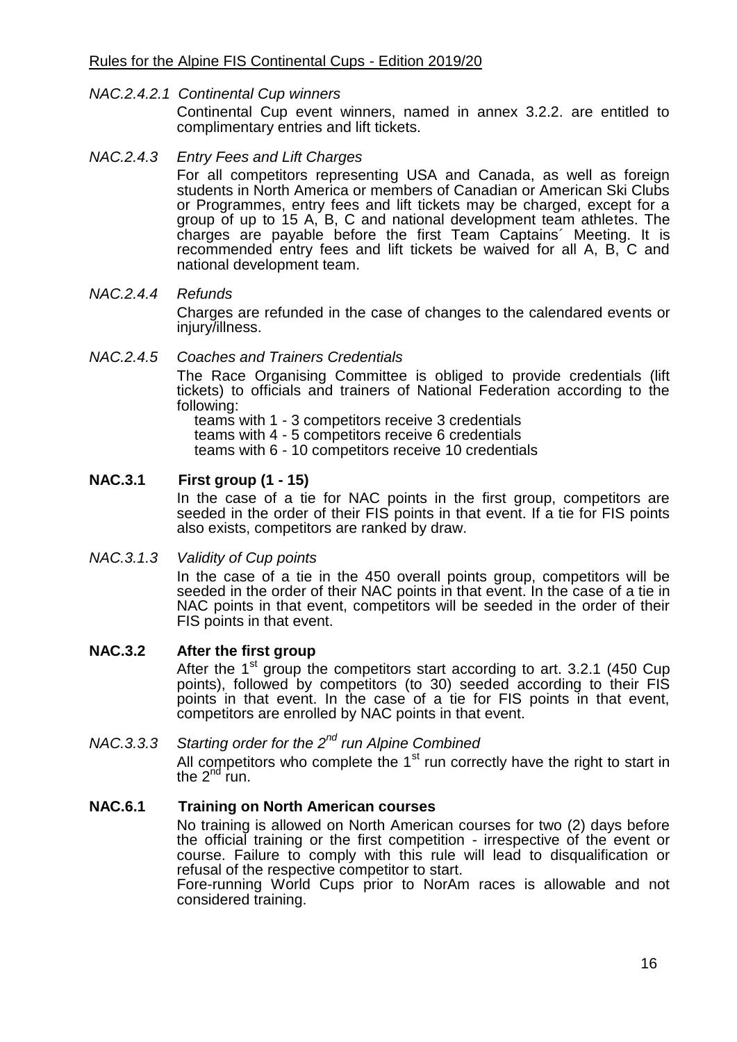*NAC.2.4.2.1 Continental Cup winners*

Continental Cup event winners, named in annex 3.2.2. are entitled to complimentary entries and lift tickets.

*NAC.2.4.3 Entry Fees and Lift Charges*

For all competitors representing USA and Canada, as well as foreign students in North America or members of Canadian or American Ski Clubs or Programmes, entry fees and lift tickets may be charged, except for a group of up to 15 A, B, C and national development team athletes. The charges are payable before the first Team Captains´ Meeting. It is recommended entry fees and lift tickets be waived for all A, B, C and national development team.

*NAC.2.4.4 Refunds*

Charges are refunded in the case of changes to the calendared events or injury/illness.

*NAC.2.4.5 Coaches and Trainers Credentials*

The Race Organising Committee is obliged to provide credentials (lift tickets) to officials and trainers of National Federation according to the following:

teams with 1 - 3 competitors receive 3 credentials
teams with 4 - 5 competitors receive 6 credentials
teams with 6 - 10 competitors receive 10 credentials

**NAC.3.1 First group (1 - 15)**

In the case of a tie for NAC points in the first group, competitors are seeded in the order of their FIS points in that event. If a tie for FIS points also exists, competitors are ranked by draw.

*NAC.3.1.3 Validity of Cup points*

In the case of a tie in the 450 overall points group, competitors will be seeded in the order of their NAC points in that event. In the case of a tie in NAC points in that event, competitors will be seeded in the order of their FIS points in that event.

**NAC.3.2 After the first group**

After the 1st group the competitors start according to art. 3.2.1 (450 Cup points), followed by competitors (to 30) seeded according to their FIS points in that event. In the case of a tie for FIS points in that event, competitors are enrolled by NAC points in that event.

*NAC.3.3.3 Starting order for the 2nd run Alpine Combined*

All competitors who complete the 1st run correctly have the right to start in the 2nd run.

**NAC.6.1 Training on North American courses**

No training is allowed on North American courses for two (2) days before the official training or the first competition - irrespective of the event or course. Failure to comply with this rule will lead to disqualification or refusal of the respective competitor to start.

Fore-running World Cups prior to NorAm races is allowable and not considered training.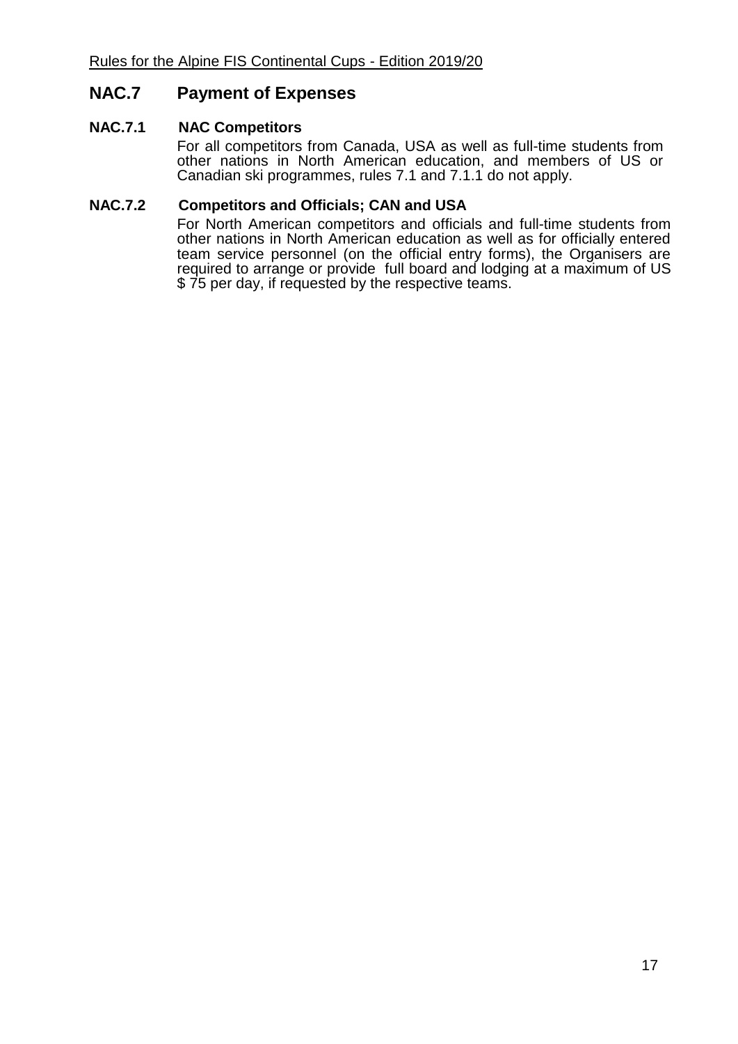## NAC.7 Payment of Expenses

### NAC.7.1 NAC Competitors

For all competitors from Canada, USA as well as full-time students from other nations in North American education, and members of US or Canadian ski programmes, rules 7.1 and 7.1.1 do not apply.

### NAC.7.2 Competitors and Officials; CAN and USA

For North American competitors and officials and full-time students from other nations in North American education as well as for officially entered team service personnel (on the official entry forms), the Organisers are required to arrange or provide full board and lodging at a maximum of US $ 75 per day, if requested by the respective teams.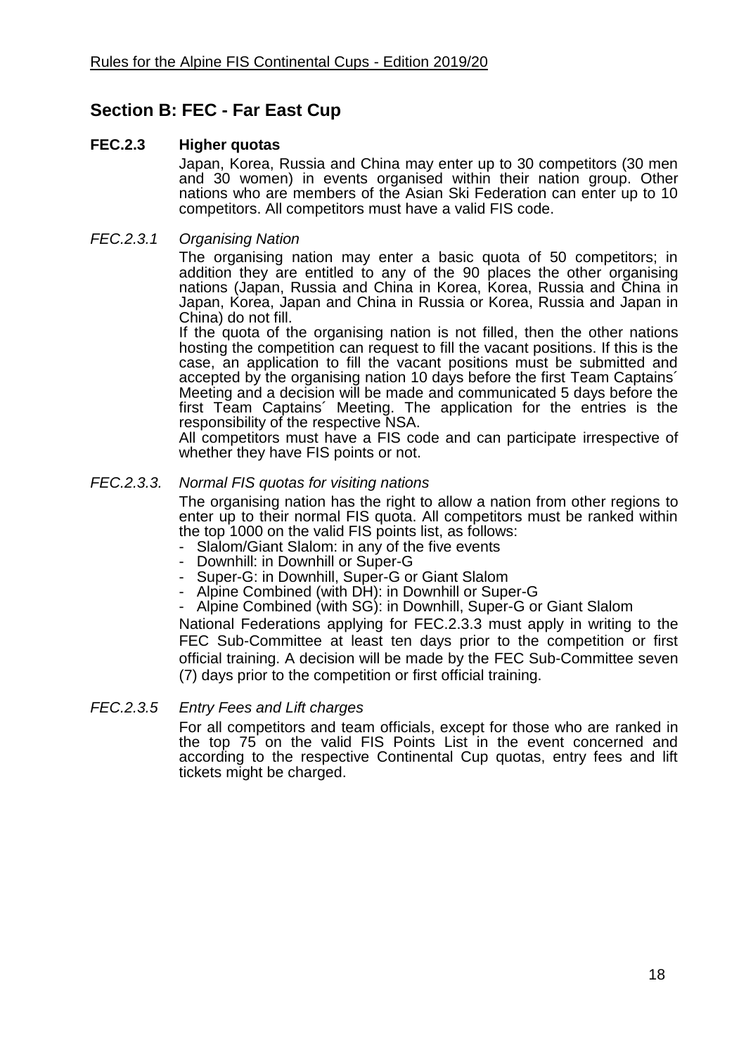## Section B: FEC - Far East Cup

### FEC.2.3 Higher quotas

Japan, Korea, Russia and China may enter up to 30 competitors (30 men and 30 women) in events organised within their nation group. Other nations who are members of the Asian Ski Federation can enter up to 10 competitors. All competitors must have a valid FIS code.

*FEC.2.3.1 Organising Nation*

The organising nation may enter a basic quota of 50 competitors; in addition they are entitled to any of the 90 places the other organising nations (Japan, Russia and China in Korea, Korea, Russia and China in Japan, Korea, Japan and China in Russia or Korea, Russia and Japan in China) do not fill.

If the quota of the organising nation is not filled, then the other nations hosting the competition can request to fill the vacant positions. If this is the case, an application to fill the vacant positions must be submitted and accepted by the organising nation 10 days before the first Team Captains´ Meeting and a decision will be made and communicated 5 days before the first Team Captains´ Meeting. The application for the entries is the responsibility of the respective NSA.

All competitors must have a FIS code and can participate irrespective of whether they have FIS points or not.

*FEC.2.3.3. Normal FIS quotas for visiting nations*

The organising nation has the right to allow a nation from other regions to enter up to their normal FIS quota. All competitors must be ranked within the top 1000 on the valid FIS points list, as follows:

- Slalom/Giant Slalom: in any of the five events
- Downhill: in Downhill or Super-G
- Super-G: in Downhill, Super-G or Giant Slalom
- Alpine Combined (with DH): in Downhill or Super-G
- Alpine Combined (with SG): in Downhill, Super-G or Giant Slalom

National Federations applying for FEC.2.3.3 must apply in writing to the FEC Sub-Committee at least ten days prior to the competition or first official training. A decision will be made by the FEC Sub-Committee seven (7) days prior to the competition or first official training.

*FEC.2.3.5 Entry Fees and Lift charges*

For all competitors and team officials, except for those who are ranked in the top 75 on the valid FIS Points List in the event concerned and according to the respective Continental Cup quotas, entry fees and lift tickets might be charged.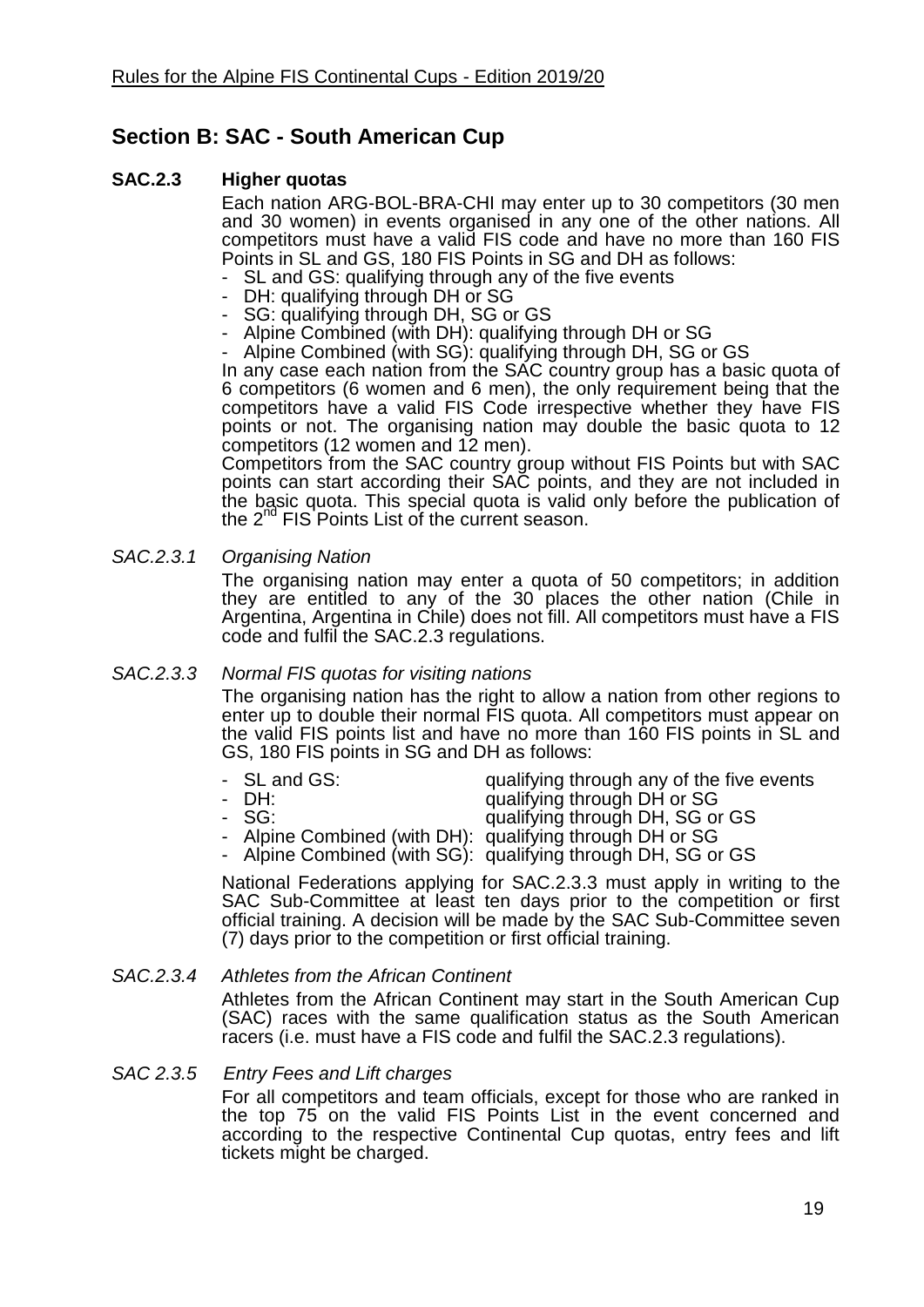## Section B: SAC - South American Cup

### SAC.2.3 Higher quotas

Each nation ARG-BOL-BRA-CHI may enter up to 30 competitors (30 men and 30 women) in events organised in any one of the other nations. All competitors must have a valid FIS code and have no more than 160 FIS Points in SL and GS, 180 FIS Points in SG and DH as follows:

- SL and GS: qualifying through any of the five events
- DH: qualifying through DH or SG
- SG: qualifying through DH, SG or GS
- Alpine Combined (with DH): qualifying through DH or SG
- Alpine Combined (with SG): qualifying through DH, SG or GS

In any case each nation from the SAC country group has a basic quota of 6 competitors (6 women and 6 men), the only requirement being that the competitors have a valid FIS Code irrespective whether they have FIS points or not. The organising nation may double the basic quota to 12 competitors (12 women and 12 men).

Competitors from the SAC country group without FIS Points but with SAC points can start according their SAC points, and they are not included in the basic quota. This special quota is valid only before the publication of the 2nd FIS Points List of the current season.

*SAC.2.3.1 Organising Nation*

The organising nation may enter a quota of 50 competitors; in addition they are entitled to any of the 30 places the other nation (Chile in Argentina, Argentina in Chile) does not fill. All competitors must have a FIS code and fulfil the SAC.2.3 regulations.

*SAC.2.3.3 Normal FIS quotas for visiting nations*

The organising nation has the right to allow a nation from other regions to enter up to double their normal FIS quota. All competitors must appear on the valid FIS points list and have no more than 160 FIS points in SL and GS, 180 FIS points in SG and DH as follows:

- SL and GS: qualifying through any of the five events
- DH: qualifying through DH or SG
- SG: qualifying through DH, SG or GS
- Alpine Combined (with DH): qualifying through DH or SG
- Alpine Combined (with SG): qualifying through DH, SG or GS

National Federations applying for SAC.2.3.3 must apply in writing to the SAC Sub-Committee at least ten days prior to the competition or first official training. A decision will be made by the SAC Sub-Committee seven (7) days prior to the competition or first official training.

*SAC.2.3.4 Athletes from the African Continent*

Athletes from the African Continent may start in the South American Cup (SAC) races with the same qualification status as the South American racers (i.e. must have a FIS code and fulfil the SAC.2.3 regulations).

*SAC 2.3.5 Entry Fees and Lift charges*

For all competitors and team officials, except for those who are ranked in the top 75 on the valid FIS Points List in the event concerned and according to the respective Continental Cup quotas, entry fees and lift tickets might be charged.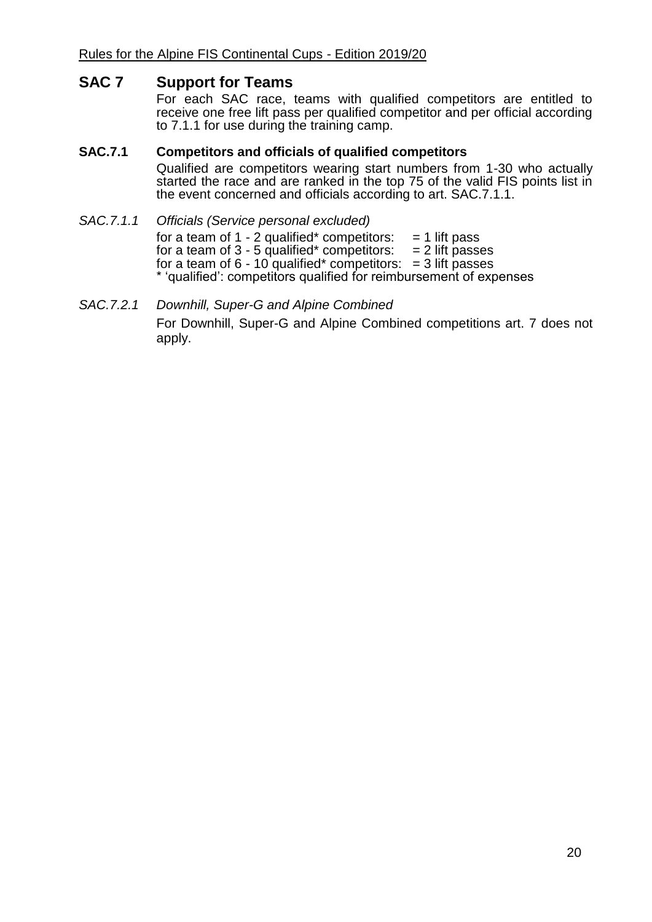## SAC 7 Support for Teams

For each SAC race, teams with qualified competitors are entitled to receive one free lift pass per qualified competitor and per official according to 7.1.1 for use during the training camp.

### SAC.7.1 Competitors and officials of qualified competitors

Qualified are competitors wearing start numbers from 1-30 who actually started the race and are ranked in the top 75 of the valid FIS points list in the event concerned and officials according to art. SAC.7.1.1.

#### *SAC.7.1.1 Officials (Service personal excluded)*

for a team of 1 - 2 qualified* competitors: = 1 lift pass
for a team of 3 - 5 qualified* competitors: = 2 lift passes
for a team of 6 - 10 qualified* competitors: = 3 lift passes
* 'qualified': competitors qualified for reimbursement of expenses

#### *SAC.7.2.1 Downhill, Super-G and Alpine Combined*

For Downhill, Super-G and Alpine Combined competitions art. 7 does not apply.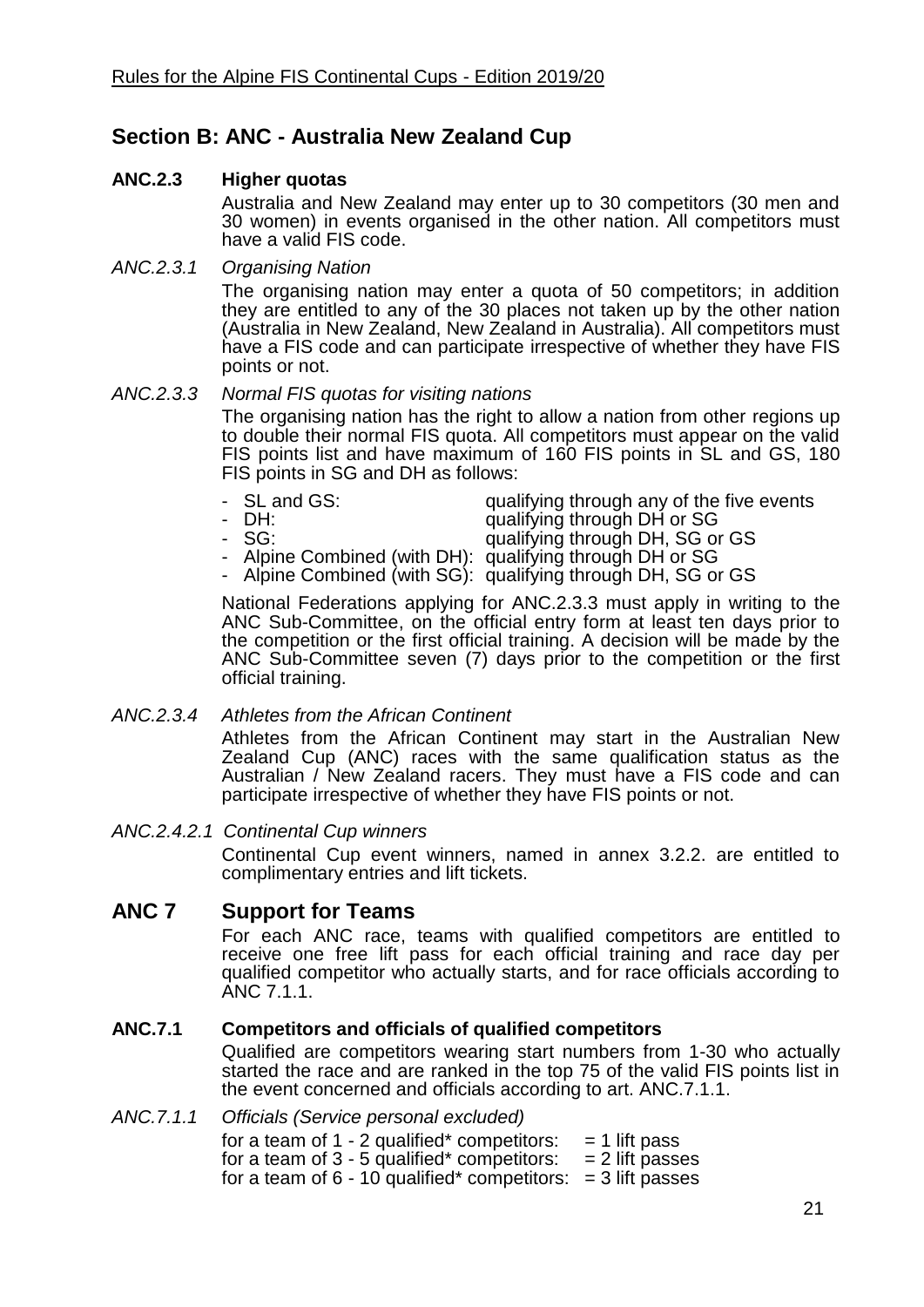## Section B: ANC - Australia New Zealand Cup

**ANC.2.3 Higher quotas**

Australia and New Zealand may enter up to 30 competitors (30 men and 30 women) in events organised in the other nation. All competitors must have a valid FIS code.

*ANC.2.3.1 Organising Nation*

The organising nation may enter a quota of 50 competitors; in addition they are entitled to any of the 30 places not taken up by the other nation (Australia in New Zealand, New Zealand in Australia). All competitors must have a FIS code and can participate irrespective of whether they have FIS points or not.

*ANC.2.3.3 Normal FIS quotas for visiting nations*

The organising nation has the right to allow a nation from other regions up to double their normal FIS quota. All competitors must appear on the valid FIS points list and have maximum of 160 FIS points in SL and GS, 180 FIS points in SG and DH as follows:

- SL and GS: qualifying through any of the five events
- DH: qualifying through DH or SG
- SG: qualifying through DH, SG or GS
- Alpine Combined (with DH): qualifying through DH or SG
- Alpine Combined (with SG): qualifying through DH, SG or GS

National Federations applying for ANC.2.3.3 must apply in writing to the ANC Sub-Committee, on the official entry form at least ten days prior to the competition or the first official training. A decision will be made by the ANC Sub-Committee seven (7) days prior to the competition or the first official training.

*ANC.2.3.4 Athletes from the African Continent*

Athletes from the African Continent may start in the Australian New Zealand Cup (ANC) races with the same qualification status as the Australian / New Zealand racers. They must have a FIS code and can participate irrespective of whether they have FIS points or not.

*ANC.2.4.2.1 Continental Cup winners*

Continental Cup event winners, named in annex 3.2.2. are entitled to complimentary entries and lift tickets.

## ANC 7 Support for Teams

For each ANC race, teams with qualified competitors are entitled to receive one free lift pass for each official training and race day per qualified competitor who actually starts, and for race officials according to ANC 7.1.1.

**ANC.7.1 Competitors and officials of qualified competitors**

Qualified are competitors wearing start numbers from 1-30 who actually started the race and are ranked in the top 75 of the valid FIS points list in the event concerned and officials according to art. ANC.7.1.1.

*ANC.7.1.1 Officials (Service personal excluded)*

for a team of 1 - 2 qualified* competitors: = 1 lift pass
for a team of 3 - 5 qualified* competitors: = 2 lift passes
for a team of 6 - 10 qualified* competitors: = 3 lift passes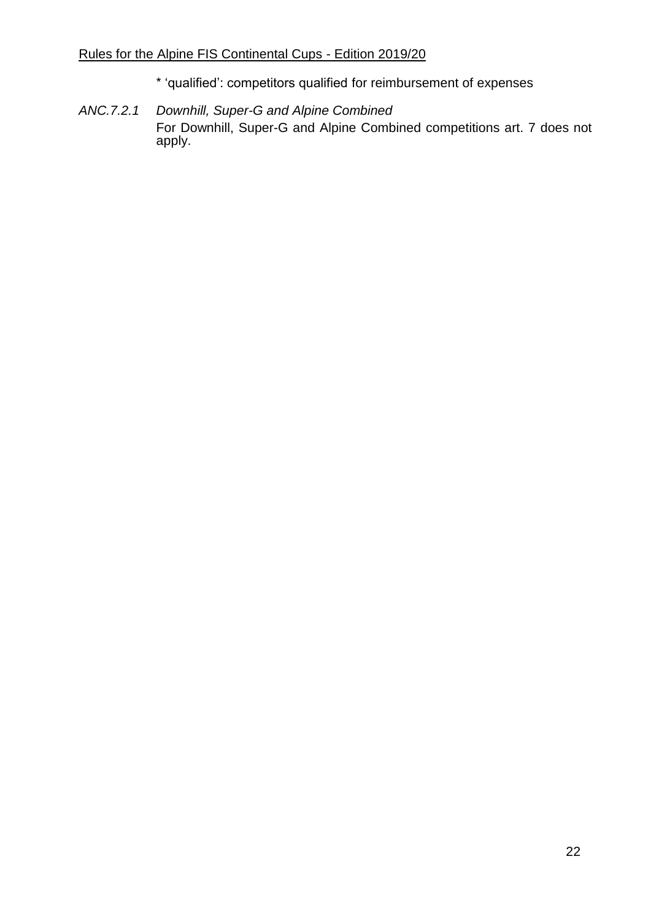* 'qualified': competitors qualified for reimbursement of expenses

*ANC.7.2.1 Downhill, Super-G and Alpine Combined*

For Downhill, Super-G and Alpine Combined competitions art. 7 does not apply.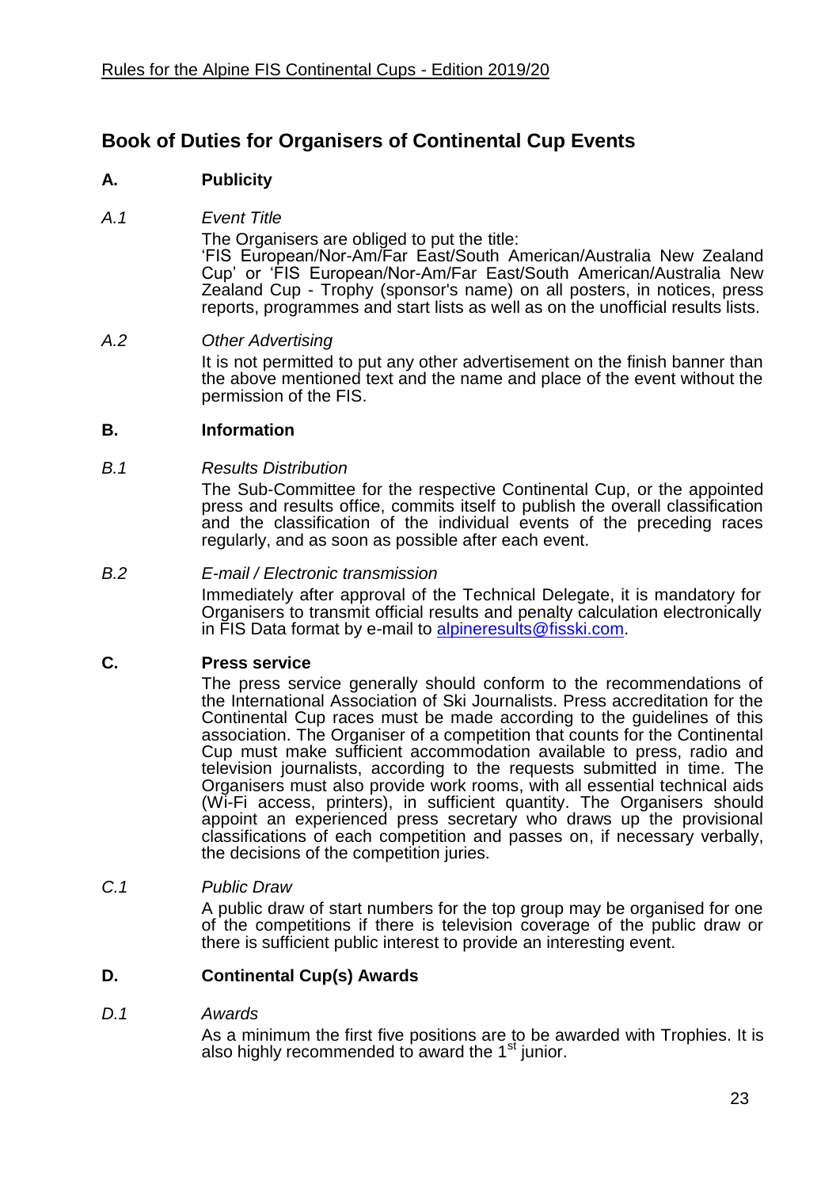## Book of Duties for Organisers of Continental Cup Events

### A. Publicity

*A.1 Event Title*

The Organisers are obliged to put the title:
'FIS European/Nor-Am/Far East/South American/Australia New Zealand Cup' or 'FIS European/Nor-Am/Far East/South American/Australia New Zealand Cup - Trophy (sponsor's name) on all posters, in notices, press reports, programmes and start lists as well as on the unofficial results lists.

*A.2 Other Advertising*

It is not permitted to put any other advertisement on the finish banner than the above mentioned text and the name and place of the event without the permission of the FIS.

### B. Information

*B.1 Results Distribution*

The Sub-Committee for the respective Continental Cup, or the appointed press and results office, commits itself to publish the overall classification and the classification of the individual events of the preceding races regularly, and as soon as possible after each event.

*B.2 E-mail / Electronic transmission*

Immediately after approval of the Technical Delegate, it is mandatory for Organisers to transmit official results and penalty calculation electronically in FIS Data format by e-mail to alpineresults@fisski.com.

### C. Press service

The press service generally should conform to the recommendations of the International Association of Ski Journalists. Press accreditation for the Continental Cup races must be made according to the guidelines of this association. The Organiser of a competition that counts for the Continental Cup must make sufficient accommodation available to press, radio and television journalists, according to the requests submitted in time. The Organisers must also provide work rooms, with all essential technical aids (Wi-Fi access, printers), in sufficient quantity. The Organisers should appoint an experienced press secretary who draws up the provisional classifications of each competition and passes on, if necessary verbally, the decisions of the competition juries.

*C.1 Public Draw*

A public draw of start numbers for the top group may be organised for one of the competitions if there is television coverage of the public draw or there is sufficient public interest to provide an interesting event.

### D. Continental Cup(s) Awards

*D.1 Awards*

As a minimum the first five positions are to be awarded with Trophies. It is also highly recommended to award the 1st junior.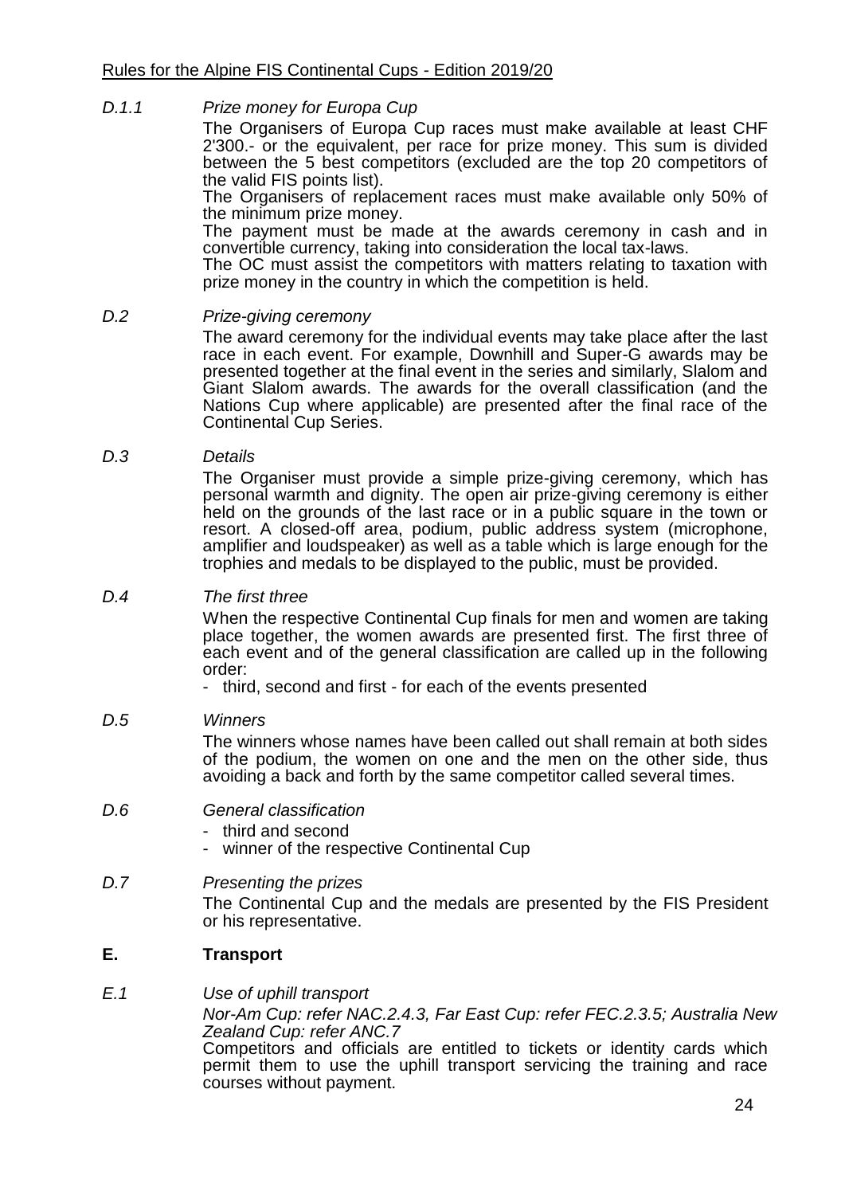*D.1.1 Prize money for Europa Cup*

The Organisers of Europa Cup races must make available at least CHF 2'300.- or the equivalent, per race for prize money. This sum is divided between the 5 best competitors (excluded are the top 20 competitors of the valid FIS points list).

The Organisers of replacement races must make available only 50% of the minimum prize money.

The payment must be made at the awards ceremony in cash and in convertible currency, taking into consideration the local tax-laws.

The OC must assist the competitors with matters relating to taxation with prize money in the country in which the competition is held.

*D.2 Prize-giving ceremony*

The award ceremony for the individual events may take place after the last race in each event. For example, Downhill and Super-G awards may be presented together at the final event in the series and similarly, Slalom and Giant Slalom awards. The awards for the overall classification (and the Nations Cup where applicable) are presented after the final race of the Continental Cup Series.

*D.3 Details*

The Organiser must provide a simple prize-giving ceremony, which has personal warmth and dignity. The open air prize-giving ceremony is either held on the grounds of the last race or in a public square in the town or resort. A closed-off area, podium, public address system (microphone, amplifier and loudspeaker) as well as a table which is large enough for the trophies and medals to be displayed to the public, must be provided.

*D.4 The first three*

When the respective Continental Cup finals for men and women are taking place together, the women awards are presented first. The first three of each event and of the general classification are called up in the following order:

- third, second and first - for each of the events presented

*D.5 Winners*

The winners whose names have been called out shall remain at both sides of the podium, the women on one and the men on the other side, thus avoiding a back and forth by the same competitor called several times.

*D.6 General classification*

- third and second
- winner of the respective Continental Cup

*D.7 Presenting the prizes*

The Continental Cup and the medals are presented by the FIS President or his representative.

## E. Transport

*E.1 Use of uphill transport*

*Nor-Am Cup: refer NAC.2.4.3, Far East Cup: refer FEC.2.3.5; Australia New Zealand Cup: refer ANC.7*

Competitors and officials are entitled to tickets or identity cards which permit them to use the uphill transport servicing the training and race courses without payment.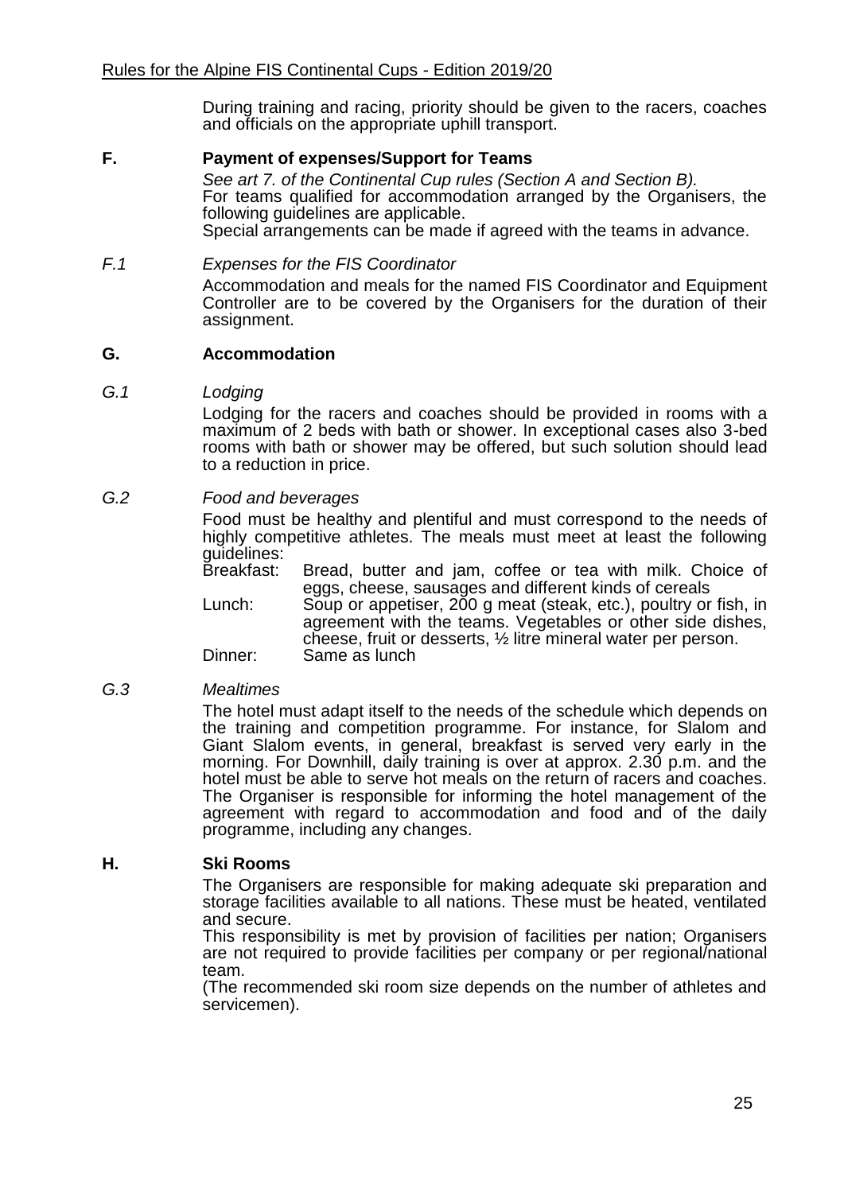During training and racing, priority should be given to the racers, coaches and officials on the appropriate uphill transport.

## F. Payment of expenses/Support for Teams

*See art 7. of the Continental Cup rules (Section A and Section B).*
For teams qualified for accommodation arranged by the Organisers, the following guidelines are applicable.
Special arrangements can be made if agreed with the teams in advance.

### *F.1 Expenses for the FIS Coordinator*

Accommodation and meals for the named FIS Coordinator and Equipment Controller are to be covered by the Organisers for the duration of their assignment.

## G. Accommodation

### *G.1 Lodging*

Lodging for the racers and coaches should be provided in rooms with a maximum of 2 beds with bath or shower. In exceptional cases also 3-bed rooms with bath or shower may be offered, but such solution should lead to a reduction in price.

### *G.2 Food and beverages*

Food must be healthy and plentiful and must correspond to the needs of highly competitive athletes. The meals must meet at least the following guidelines:

Breakfast: Bread, butter and jam, coffee or tea with milk. Choice of eggs, cheese, sausages and different kinds of cereals

Lunch: Soup or appetiser, 200 g meat (steak, etc.), poultry or fish, in agreement with the teams. Vegetables or other side dishes, cheese, fruit or desserts, ½ litre mineral water per person.

Dinner: Same as lunch

### *G.3 Mealtimes*

The hotel must adapt itself to the needs of the schedule which depends on the training and competition programme. For instance, for Slalom and Giant Slalom events, in general, breakfast is served very early in the morning. For Downhill, daily training is over at approx. 2.30 p.m. and the hotel must be able to serve hot meals on the return of racers and coaches. The Organiser is responsible for informing the hotel management of the agreement with regard to accommodation and food and of the daily programme, including any changes.

## H. Ski Rooms

The Organisers are responsible for making adequate ski preparation and storage facilities available to all nations. These must be heated, ventilated and secure.
This responsibility is met by provision of facilities per nation; Organisers are not required to provide facilities per company or per regional/national team.
(The recommended ski room size depends on the number of athletes and servicemen).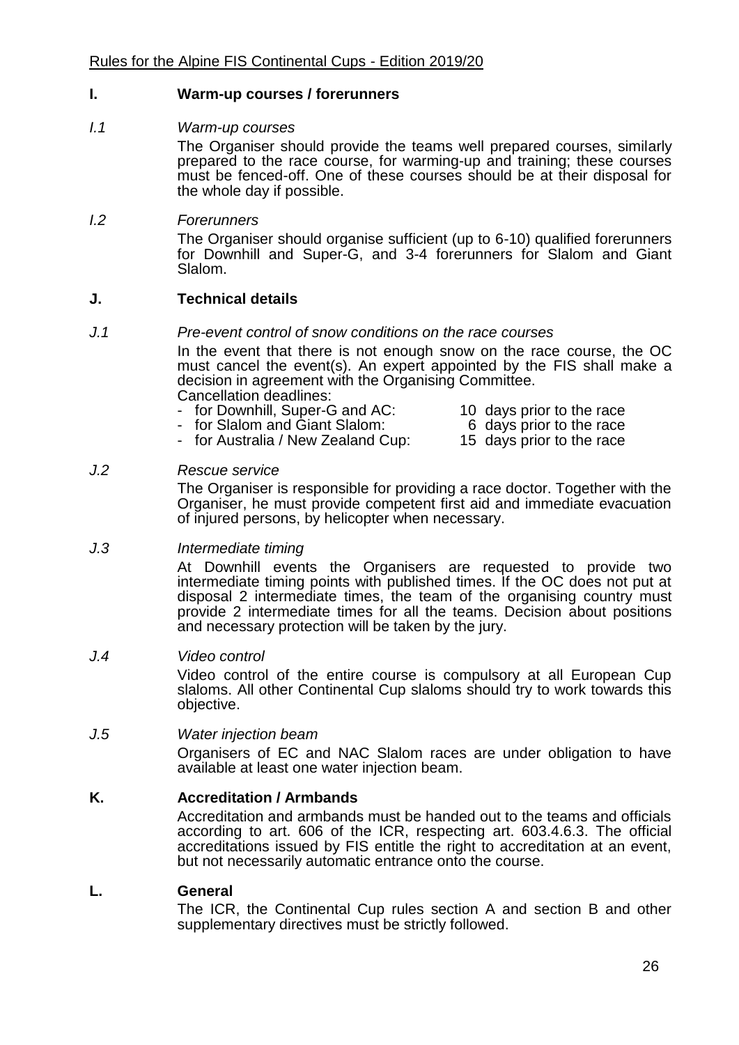## I. Warm-up courses / forerunners

*I.1 Warm-up courses*

The Organiser should provide the teams well prepared courses, similarly prepared to the race course, for warming-up and training; these courses must be fenced-off. One of these courses should be at their disposal for the whole day if possible.

*I.2 Forerunners*

The Organiser should organise sufficient (up to 6-10) qualified forerunners for Downhill and Super-G, and 3-4 forerunners for Slalom and Giant Slalom.

## J. Technical details

*J.1 Pre-event control of snow conditions on the race courses*

In the event that there is not enough snow on the race course, the OC must cancel the event(s). An expert appointed by the FIS shall make a decision in agreement with the Organising Committee.
Cancellation deadlines:

- for Downhill, Super-G and AC: 10 days prior to the race
- for Slalom and Giant Slalom: 6 days prior to the race
- for Australia / New Zealand Cup: 15 days prior to the race

*J.2 Rescue service*

The Organiser is responsible for providing a race doctor. Together with the Organiser, he must provide competent first aid and immediate evacuation of injured persons, by helicopter when necessary.

*J.3 Intermediate timing*

At Downhill events the Organisers are requested to provide two intermediate timing points with published times. If the OC does not put at disposal 2 intermediate times, the team of the organising country must provide 2 intermediate times for all the teams. Decision about positions and necessary protection will be taken by the jury.

*J.4 Video control*

Video control of the entire course is compulsory at all European Cup slaloms. All other Continental Cup slaloms should try to work towards this objective.

*J.5 Water injection beam*

Organisers of EC and NAC Slalom races are under obligation to have available at least one water injection beam.

## K. Accreditation / Armbands

Accreditation and armbands must be handed out to the teams and officials according to art. 606 of the ICR, respecting art. 603.4.6.3. The official accreditations issued by FIS entitle the right to accreditation at an event, but not necessarily automatic entrance onto the course.

## L. General

The ICR, the Continental Cup rules section A and section B and other supplementary directives must be strictly followed.